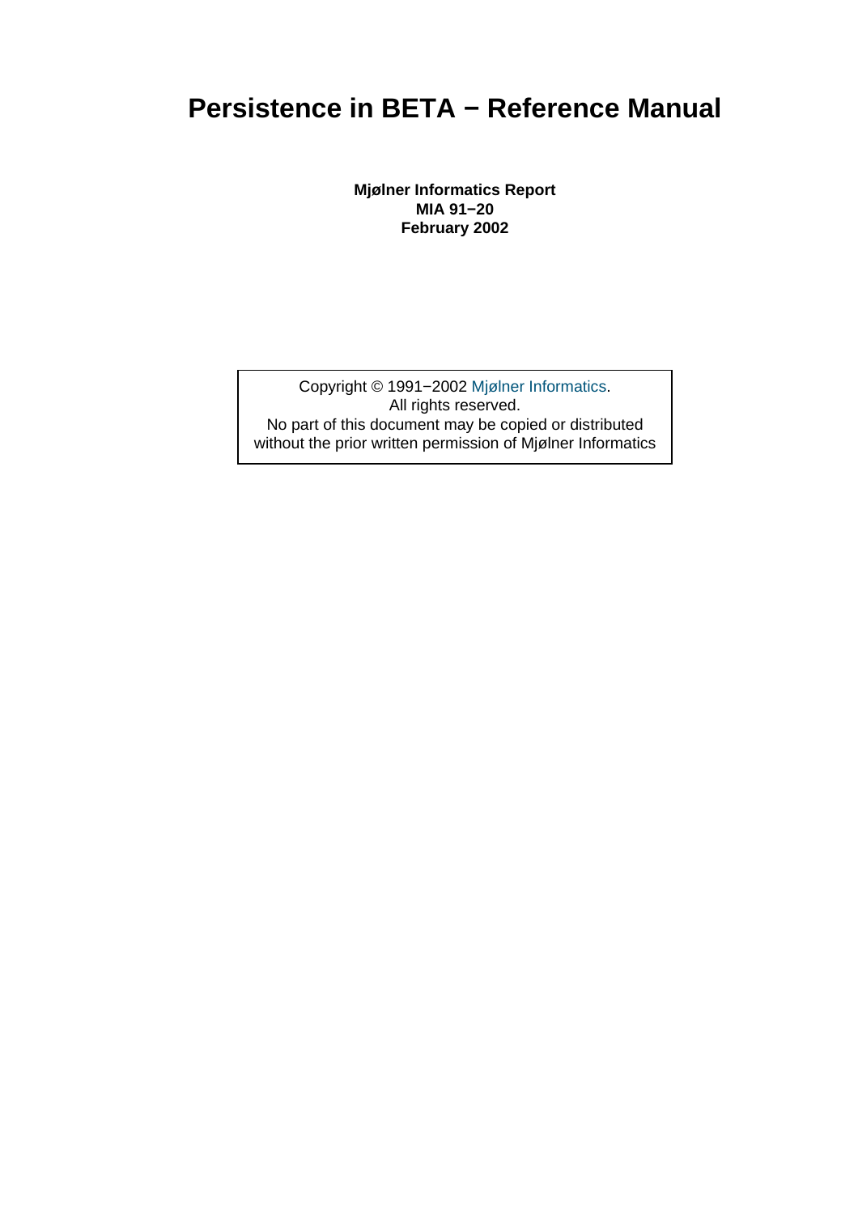# Persistence in BETA − Reference Manual

**Mjølner Informatics Report**
**MIA 91−20**
**February 2002**

Copyright © 1991−2002 Mjølner Informatics.
All rights reserved.
No part of this document may be copied or distributed without the prior written permission of Mjølner Informatics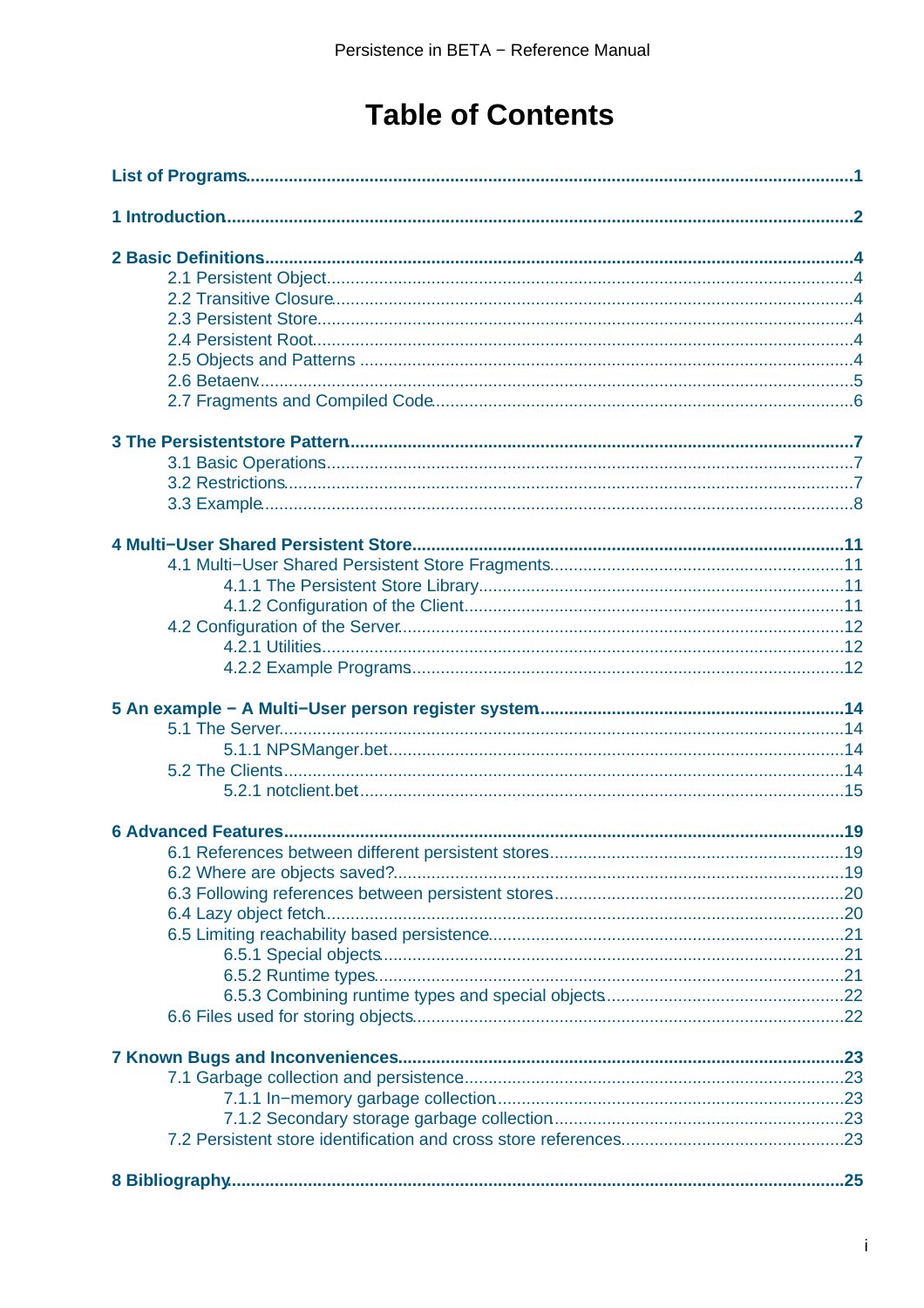# Table of Contents

**List of Programs** 1

**1 Introduction** 2

**2 Basic Definitions** 4

- 2.1 Persistent Object 4
- 2.2 Transitive Closure 4
- 2.3 Persistent Store 4
- 2.4 Persistent Root 4
- 2.5 Objects and Patterns 4
- 2.6 Betaenv 5
- 2.7 Fragments and Compiled Code 6

**3 The Persistentstore Pattern** 7

- 3.1 Basic Operations 7
- 3.2 Restrictions 7
- 3.3 Example 8

**4 Multi−User Shared Persistent Store** 11

- 4.1 Multi−User Shared Persistent Store Fragments 11
  - 4.1.1 The Persistent Store Library 11
  - 4.1.2 Configuration of the Client 11
- 4.2 Configuration of the Server 12
  - 4.2.1 Utilities 12
  - 4.2.2 Example Programs 12

**5 An example − A Multi−User person register system** 14

- 5.1 The Server 14
  - 5.1.1 NPSManger.bet 14
- 5.2 The Clients 14
  - 5.2.1 notclient.bet 15

**6 Advanced Features** 19

- 6.1 References between different persistent stores 19
- 6.2 Where are objects saved? 19
- 6.3 Following references between persistent stores 20
- 6.4 Lazy object fetch 20
- 6.5 Limiting reachability based persistence 21
  - 6.5.1 Special objects 21
  - 6.5.2 Runtime types 21
  - 6.5.3 Combining runtime types and special objects 22
- 6.6 Files used for storing objects 22

**7 Known Bugs and Inconveniences** 23

- 7.1 Garbage collection and persistence 23
  - 7.1.1 In−memory garbage collection 23
  - 7.1.2 Secondary storage garbage collection 23
- 7.2 Persistent store identification and cross store references 23

**8 Bibliography** 25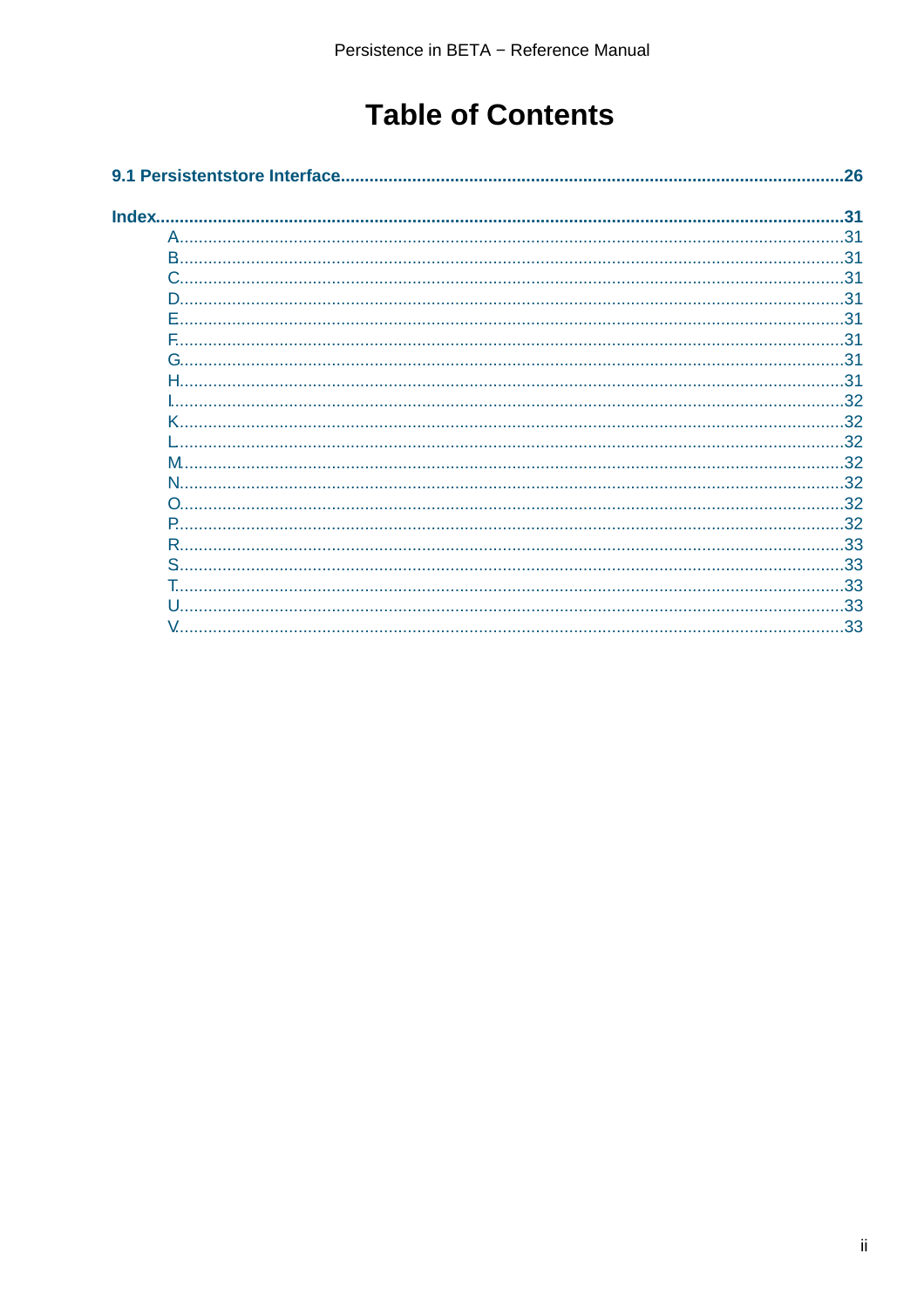# Table of Contents

**9.1 Persistentstore Interface** .......... **26**

**Index** .......... **31**

- A .......... 31
- B .......... 31
- C .......... 31
- D .......... 31
- E .......... 31
- F .......... 31
- G .......... 31
- H .......... 31
- I .......... 32
- K .......... 32
- L .......... 32
- M .......... 32
- N .......... 32
- O .......... 32
- P .......... 32
- R .......... 33
- S .......... 33
- T .......... 33
- U .......... 33
- V .......... 33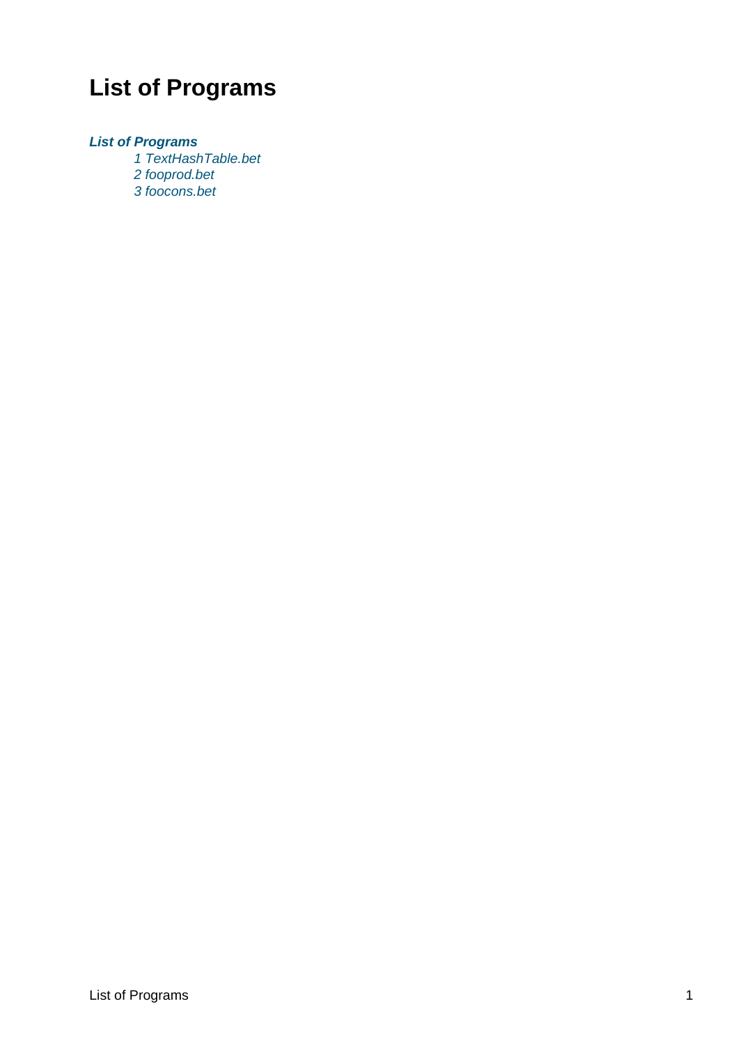# List of Programs

***List of Programs***

- *1 TextHashTable.bet*
- *2 fooprod.bet*
- *3 foocons.bet*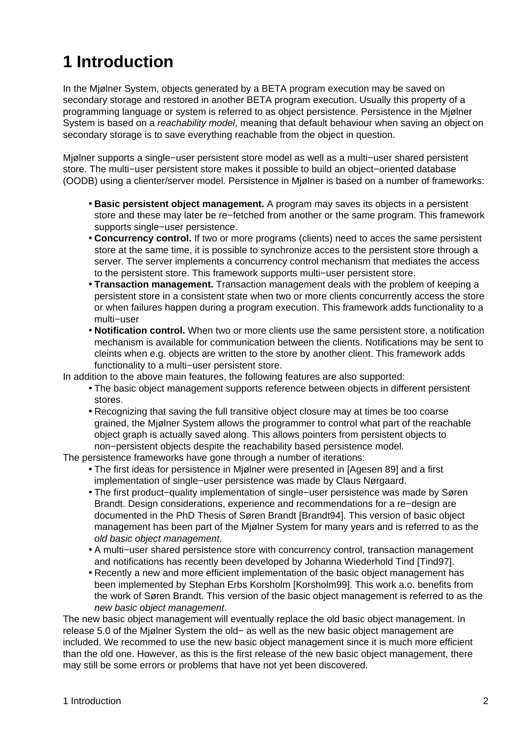# 1 Introduction

In the Mjølner System, objects generated by a BETA program execution may be saved on secondary storage and restored in another BETA program execution. Usually this property of a programming language or system is referred to as object persistence. Persistence in the Mjølner System is based on a *reachability model*, meaning that default behaviour when saving an object on secondary storage is to save everything reachable from the object in question.

Mjølner supports a single−user persistent store model as well as a multi−user shared persistent store. The multi−user persistent store makes it possible to build an object−oriented database (OODB) using a clienter/server model. Persistence in Mjølner is based on a number of frameworks:

- **Basic persistent object management.** A program may saves its objects in a persistent store and these may later be re−fetched from another or the same program. This framework supports single−user persistence.
- **Concurrency control.** If two or more programs (clients) need to acces the same persistent store at the same time, it is possible to synchronize acces to the persistent store through a server. The server implements a concurrency control mechanism that mediates the access to the persistent store. This framework supports multi−user persistent store.
- **Transaction management.** Transaction management deals with the problem of keeping a persistent store in a consistent state when two or more clients concurrently access the store or when failures happen during a program execution. This framework adds functionality to a multi−user
- **Notification control.** When two or more clients use the same persistent store, a notification mechanism is available for communication between the clients. Notifications may be sent to cleints when e.g. objects are written to the store by another client. This framework adds functionality to a multi−user persistent store.

In addition to the above main features, the following features are also supported:

- The basic object management supports reference between objects in different persistent stores.
- Recognizing that saving the full transitive object closure may at times be too coarse grained, the Mjølner System allows the programmer to control what part of the reachable object graph is actually saved along. This allows pointers from persistent objects to non−persistent objects despite the reachability based persistence model.

The persistence frameworks have gone through a number of iterations:

- The first ideas for persistence in Mjølner were presented in [Agesen 89] and a first implementation of single−user persistence was made by Claus Nørgaard.
- The first product−quality implementation of single−user persistence was made by Søren Brandt. Design considerations, experience and recommendations for a re−design are documented in the PhD Thesis of Søren Brandt [Brandt94]. This version of basic object management has been part of the Mjølner System for many years and is referred to as the *old basic object management*.
- A multi−user shared persistence store with concurrency control, transaction management and notifications has recently been developed by Johanna Wiederhold Tind [Tind97].
- Recently a new and more efficient implementation of the basic object management has been implemented by Stephan Erbs Korsholm [Korsholm99]. This work a.o. benefits from the work of Søren Brandt. This version of the basic object management is referred to as the *new basic object management*.

The new basic object management will eventually replace the old basic object management. In release 5.0 of the Mjølner System the old− as well as the new basic object management are included. We recommed to use the new basic object management since it is much more efficient than the old one. However, as this is the first release of the new basic object management, there may still be some errors or problems that have not yet been discovered.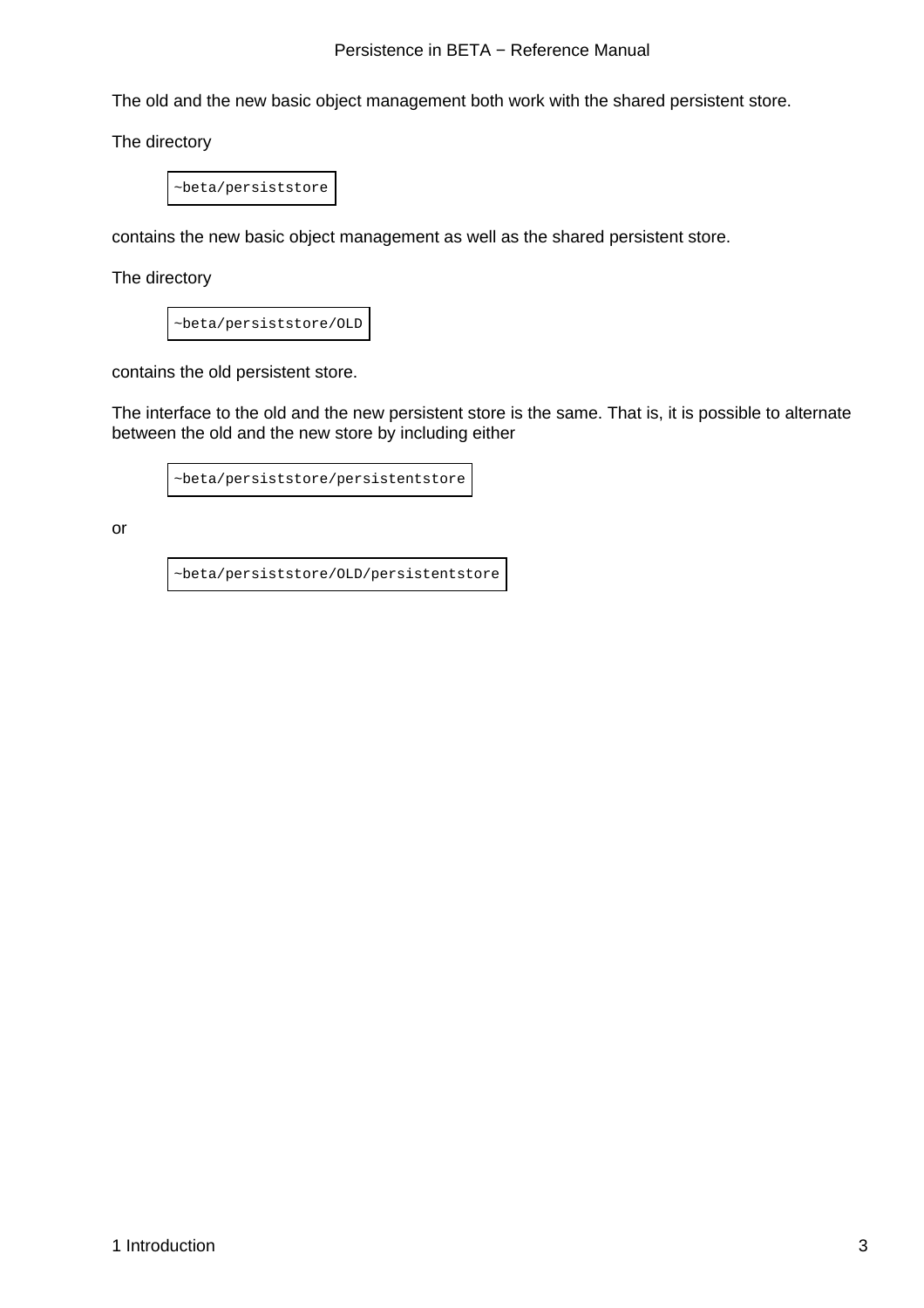The old and the new basic object management both work with the shared persistent store.

The directory

```
~beta/persiststore
```

contains the new basic object management as well as the shared persistent store.

The directory

```
~beta/persiststore/OLD
```

contains the old persistent store.

The interface to the old and the new persistent store is the same. That is, it is possible to alternate between the old and the new store by including either

```
~beta/persiststore/persistentstore
```

or

```
~beta/persiststore/OLD/persistentstore
```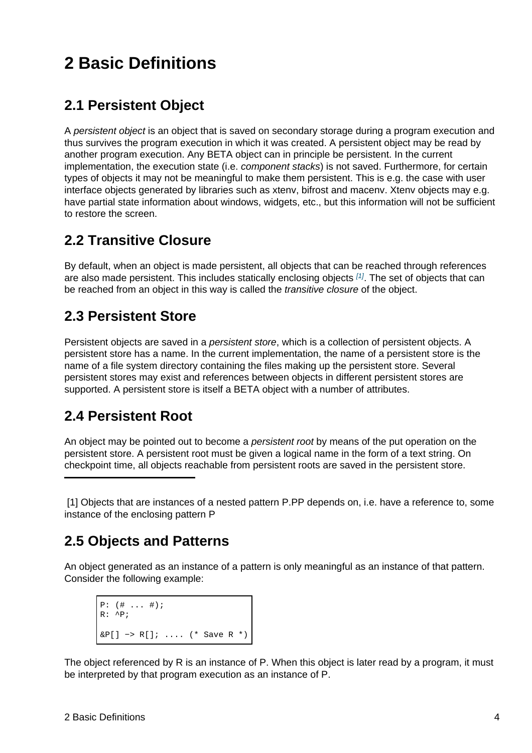# 2 Basic Definitions

## 2.1 Persistent Object

A *persistent object* is an object that is saved on secondary storage during a program execution and thus survives the program execution in which it was created. A persistent object may be read by another program execution. Any BETA object can in principle be persistent. In the current implementation, the execution state (i.e. *component stacks*) is not saved. Furthermore, for certain types of objects it may not be meaningful to make them persistent. This is e.g. the case with user interface objects generated by libraries such as xtenv, bifrost and macenv. Xtenv objects may e.g. have partial state information about windows, widgets, etc., but this information will not be sufficient to restore the screen.

## 2.2 Transitive Closure

By default, when an object is made persistent, all objects that can be reached through references are also made persistent. This includes statically enclosing objects [1]. The set of objects that can be reached from an object in this way is called the *transitive closure* of the object.

## 2.3 Persistent Store

Persistent objects are saved in a *persistent store*, which is a collection of persistent objects. A persistent store has a name. In the current implementation, the name of a persistent store is the name of a file system directory containing the files making up the persistent store. Several persistent stores may exist and references between objects in different persistent stores are supported. A persistent store is itself a BETA object with a number of attributes.

## 2.4 Persistent Root

An object may be pointed out to become a *persistent root* by means of the put operation on the persistent store. A persistent root must be given a logical name in the form of a text string. On checkpoint time, all objects reachable from persistent roots are saved in the persistent store.

[1] Objects that are instances of a nested pattern P.PP depends on, i.e. have a reference to, some instance of the enclosing pattern P

## 2.5 Objects and Patterns

An object generated as an instance of a pattern is only meaningful as an instance of that pattern. Consider the following example:

```
P: (# ... #);
R: ^P;

&P[] -> R[]; .... (* Save R *)
```

The object referenced by R is an instance of P. When this object is later read by a program, it must be interpreted by that program execution as an instance of P.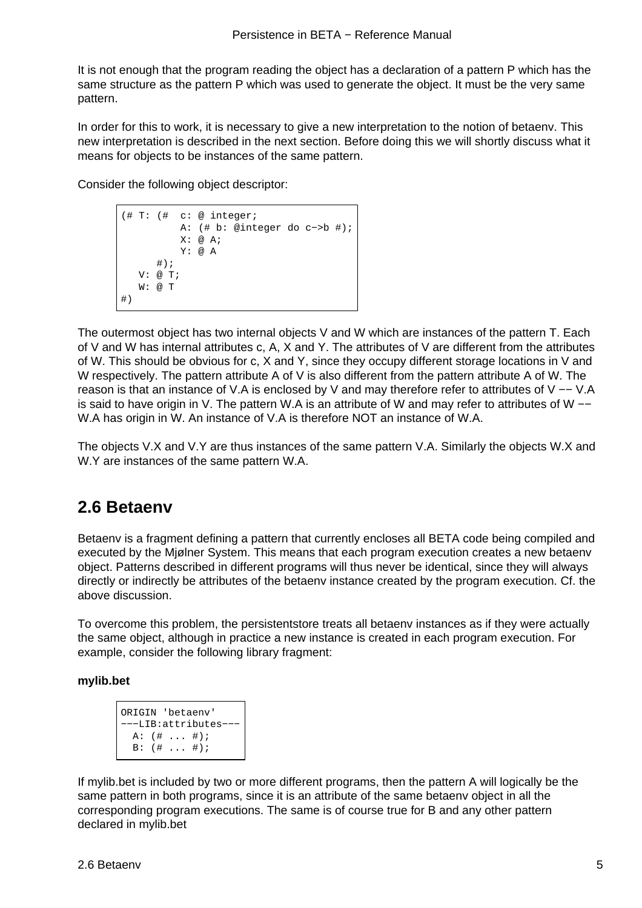It is not enough that the program reading the object has a declaration of a pattern P which has the same structure as the pattern P which was used to generate the object. It must be the very same pattern.

In order for this to work, it is necessary to give a new interpretation to the notion of betaenv. This new interpretation is described in the next section. Before doing this we will shortly discuss what it means for objects to be instances of the same pattern.

Consider the following object descriptor:

```
(# T: (#  c: @ integer;
          A: (# b: @integer do c−>b #);
          X: @ A;
          Y: @ A
      #);
   V: @ T;
   W: @ T
#)
```

The outermost object has two internal objects V and W which are instances of the pattern T. Each of V and W has internal attributes c, A, X and Y. The attributes of V are different from the attributes of W. This should be obvious for c, X and Y, since they occupy different storage locations in V and W respectively. The pattern attribute A of V is also different from the pattern attribute A of W. The reason is that an instance of V.A is enclosed by V and may therefore refer to attributes of V −− V.A is said to have origin in V. The pattern W.A is an attribute of W and may refer to attributes of W −− W.A has origin in W. An instance of V.A is therefore NOT an instance of W.A.

The objects V.X and V.Y are thus instances of the same pattern V.A. Similarly the objects W.X and W.Y are instances of the same pattern W.A.

## 2.6 Betaenv

Betaenv is a fragment defining a pattern that currently encloses all BETA code being compiled and executed by the Mjølner System. This means that each program execution creates a new betaenv object. Patterns described in different programs will thus never be identical, since they will always directly or indirectly be attributes of the betaenv instance created by the program execution. Cf. the above discussion.

To overcome this problem, the persistentstore treats all betaenv instances as if they were actually the same object, although in practice a new instance is created in each program execution. For example, consider the following library fragment:

**mylib.bet**

```
ORIGIN 'betaenv'
−−−LIB:attributes−−−
  A: (# ... #);
  B: (# ... #);
```

If mylib.bet is included by two or more different programs, then the pattern A will logically be the same pattern in both programs, since it is an attribute of the same betaenv object in all the corresponding program executions. The same is of course true for B and any other pattern declared in mylib.bet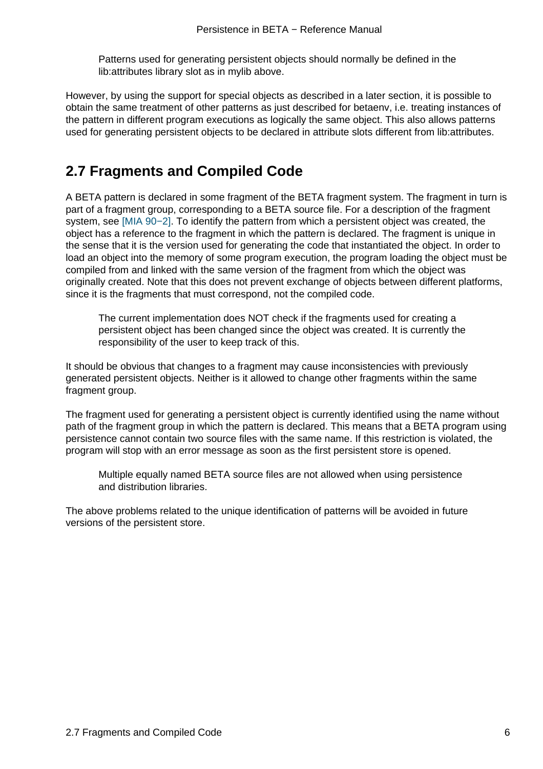> Patterns used for generating persistent objects should normally be defined in the lib:attributes library slot as in mylib above.

However, by using the support for special objects as described in a later section, it is possible to obtain the same treatment of other patterns as just described for betaenv, i.e. treating instances of the pattern in different program executions as logically the same object. This also allows patterns used for generating persistent objects to be declared in attribute slots different from lib:attributes.

## 2.7 Fragments and Compiled Code

A BETA pattern is declared in some fragment of the BETA fragment system. The fragment in turn is part of a fragment group, corresponding to a BETA source file. For a description of the fragment system, see [MIA 90−2]. To identify the pattern from which a persistent object was created, the object has a reference to the fragment in which the pattern is declared. The fragment is unique in the sense that it is the version used for generating the code that instantiated the object. In order to load an object into the memory of some program execution, the program loading the object must be compiled from and linked with the same version of the fragment from which the object was originally created. Note that this does not prevent exchange of objects between different platforms, since it is the fragments that must correspond, not the compiled code.

> The current implementation does NOT check if the fragments used for creating a persistent object has been changed since the object was created. It is currently the responsibility of the user to keep track of this.

It should be obvious that changes to a fragment may cause inconsistencies with previously generated persistent objects. Neither is it allowed to change other fragments within the same fragment group.

The fragment used for generating a persistent object is currently identified using the name without path of the fragment group in which the pattern is declared. This means that a BETA program using persistence cannot contain two source files with the same name. If this restriction is violated, the program will stop with an error message as soon as the first persistent store is opened.

> Multiple equally named BETA source files are not allowed when using persistence and distribution libraries.

The above problems related to the unique identification of patterns will be avoided in future versions of the persistent store.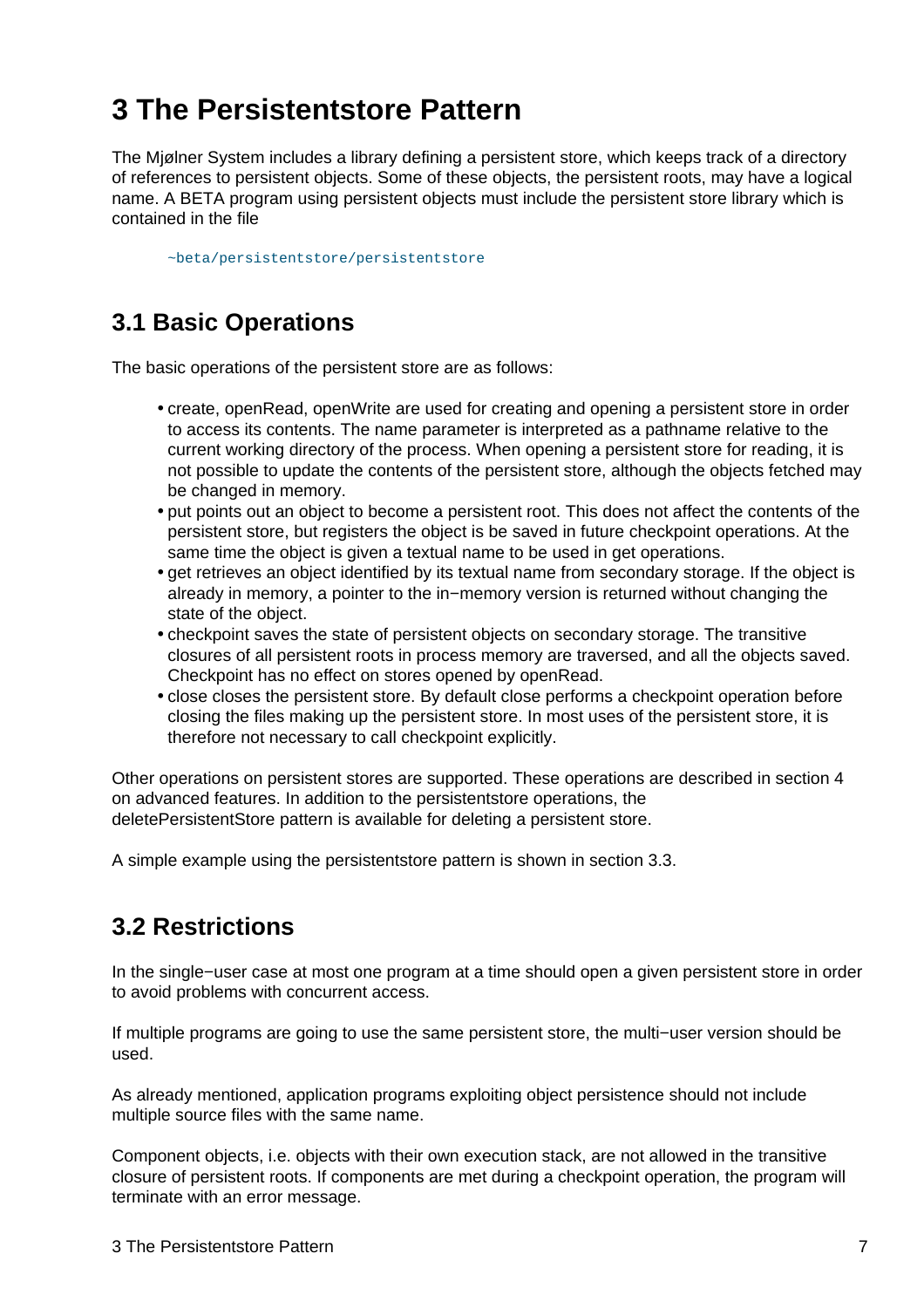# 3 The Persistentstore Pattern

The Mjølner System includes a library defining a persistent store, which keeps track of a directory of references to persistent objects. Some of these objects, the persistent roots, may have a logical name. A BETA program using persistent objects must include the persistent store library which is contained in the file

```
~beta/persistentstore/persistentstore
```

## 3.1 Basic Operations

The basic operations of the persistent store are as follows:

- create, openRead, openWrite are used for creating and opening a persistent store in order to access its contents. The name parameter is interpreted as a pathname relative to the current working directory of the process. When opening a persistent store for reading, it is not possible to update the contents of the persistent store, although the objects fetched may be changed in memory.
- put points out an object to become a persistent root. This does not affect the contents of the persistent store, but registers the object is be saved in future checkpoint operations. At the same time the object is given a textual name to be used in get operations.
- get retrieves an object identified by its textual name from secondary storage. If the object is already in memory, a pointer to the in−memory version is returned without changing the state of the object.
- checkpoint saves the state of persistent objects on secondary storage. The transitive closures of all persistent roots in process memory are traversed, and all the objects saved. Checkpoint has no effect on stores opened by openRead.
- close closes the persistent store. By default close performs a checkpoint operation before closing the files making up the persistent store. In most uses of the persistent store, it is therefore not necessary to call checkpoint explicitly.

Other operations on persistent stores are supported. These operations are described in section 4 on advanced features. In addition to the persistentstore operations, the deletePersistentStore pattern is available for deleting a persistent store.

A simple example using the persistentstore pattern is shown in section 3.3.

## 3.2 Restrictions

In the single−user case at most one program at a time should open a given persistent store in order to avoid problems with concurrent access.

If multiple programs are going to use the same persistent store, the multi−user version should be used.

As already mentioned, application programs exploiting object persistence should not include multiple source files with the same name.

Component objects, i.e. objects with their own execution stack, are not allowed in the transitive closure of persistent roots. If components are met during a checkpoint operation, the program will terminate with an error message.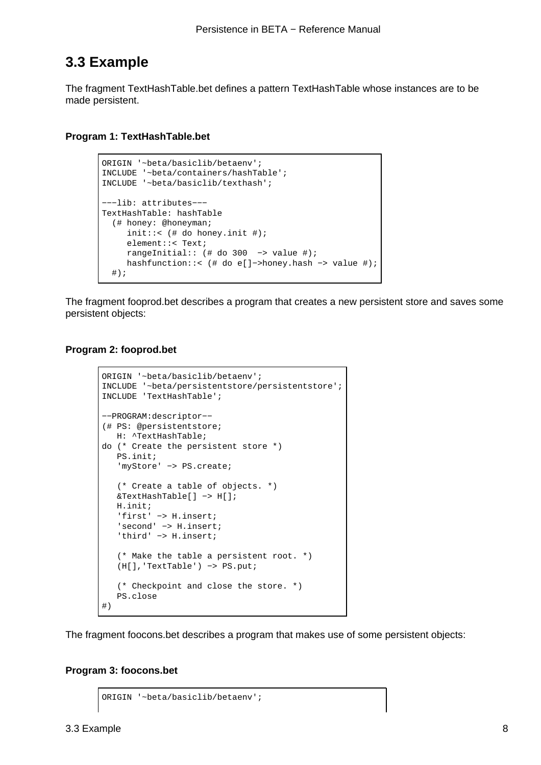## 3.3 Example

The fragment TextHashTable.bet defines a pattern TextHashTable whose instances are to be made persistent.

**Program 1: TextHashTable.bet**

```
ORIGIN '~beta/basiclib/betaenv';
INCLUDE '~beta/containers/hashTable';
INCLUDE '~beta/basiclib/texthash';

---lib: attributes---
TextHashTable: hashTable
  (# honey: @honeyman;
     init::< (# do honey.init #);
     element::< Text;
     rangeInitial:: (# do 300  -> value #);
     hashfunction::< (# do e[]->honey.hash -> value #);
  #);
```

The fragment fooprod.bet describes a program that creates a new persistent store and saves some persistent objects:

**Program 2: fooprod.bet**

```
ORIGIN '~beta/basiclib/betaenv';
INCLUDE '~beta/persistentstore/persistentstore';
INCLUDE 'TextHashTable';

--PROGRAM:descriptor--
(# PS: @persistentstore;
   H: ^TextHashTable;
do (* Create the persistent store *)
   PS.init;
   'myStore' -> PS.create;

   (* Create a table of objects. *)
   &TextHashTable[] -> H[];
   H.init;
   'first' -> H.insert;
   'second' -> H.insert;
   'third' -> H.insert;

   (* Make the table a persistent root. *)
   (H[],'TextTable') -> PS.put;

   (* Checkpoint and close the store. *)
   PS.close
#)
```

The fragment foocons.bet describes a program that makes use of some persistent objects:

**Program 3: foocons.bet**

```
ORIGIN '~beta/basiclib/betaenv';
```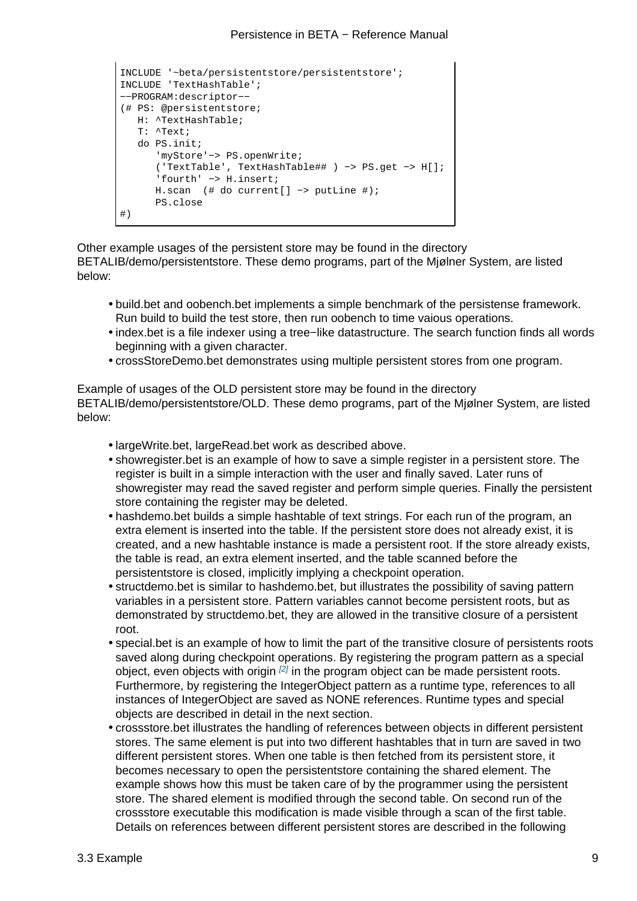```
INCLUDE '~beta/persistentstore/persistentstore';
INCLUDE 'TextHashTable';
−−PROGRAM:descriptor−−
(# PS: @persistentstore;
   H: ^TextHashTable;
   T: ^Text;
   do PS.init;
      'myStore'−> PS.openWrite;
      ('TextTable', TextHashTable## ) −> PS.get −> H[];
      'fourth' −> H.insert;
      H.scan  (# do current[] −> putLine #);
      PS.close
#)
```

Other example usages of the persistent store may be found in the directory BETALIB/demo/persistentstore. These demo programs, part of the Mjølner System, are listed below:

- build.bet and oobench.bet implements a simple benchmark of the persistense framework. Run build to build the test store, then run oobench to time vaious operations.
- index.bet is a file indexer using a tree−like datastructure. The search function finds all words beginning with a given character.
- crossStoreDemo.bet demonstrates using multiple persistent stores from one program.

Example of usages of the OLD persistent store may be found in the directory BETALIB/demo/persistentstore/OLD. These demo programs, part of the Mjølner System, are listed below:

- largeWrite.bet, largeRead.bet work as described above.
- showregister.bet is an example of how to save a simple register in a persistent store. The register is built in a simple interaction with the user and finally saved. Later runs of showregister may read the saved register and perform simple queries. Finally the persistent store containing the register may be deleted.
- hashdemo.bet builds a simple hashtable of text strings. For each run of the program, an extra element is inserted into the table. If the persistent store does not already exist, it is created, and a new hashtable instance is made a persistent root. If the store already exists, the table is read, an extra element inserted, and the table scanned before the persistentstore is closed, implicitly implying a checkpoint operation.
- structdemo.bet is similar to hashdemo.bet, but illustrates the possibility of saving pattern variables in a persistent store. Pattern variables cannot become persistent roots, but as demonstrated by structdemo.bet, they are allowed in the transitive closure of a persistent root.
- special.bet is an example of how to limit the part of the transitive closure of persistents roots saved along during checkpoint operations. By registering the program pattern as a special object, even objects with origin [2] in the program object can be made persistent roots. Furthermore, by registering the IntegerObject pattern as a runtime type, references to all instances of IntegerObject are saved as NONE references. Runtime types and special objects are described in detail in the next section.
- crossstore.bet illustrates the handling of references between objects in different persistent stores. The same element is put into two different hashtables that in turn are saved in two different persistent stores. When one table is then fetched from its persistent store, it becomes necessary to open the persistentstore containing the shared element. The example shows how this must be taken care of by the programmer using the persistent store. The shared element is modified through the second table. On second run of the crossstore executable this modification is made visible through a scan of the first table. Details on references between different persistent stores are described in the following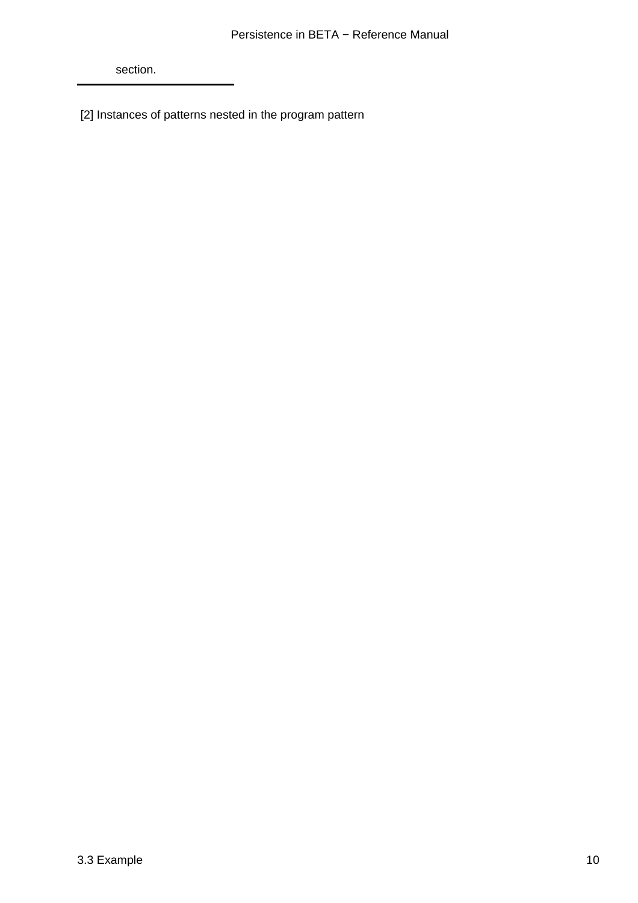section.

---

[2] Instances of patterns nested in the program pattern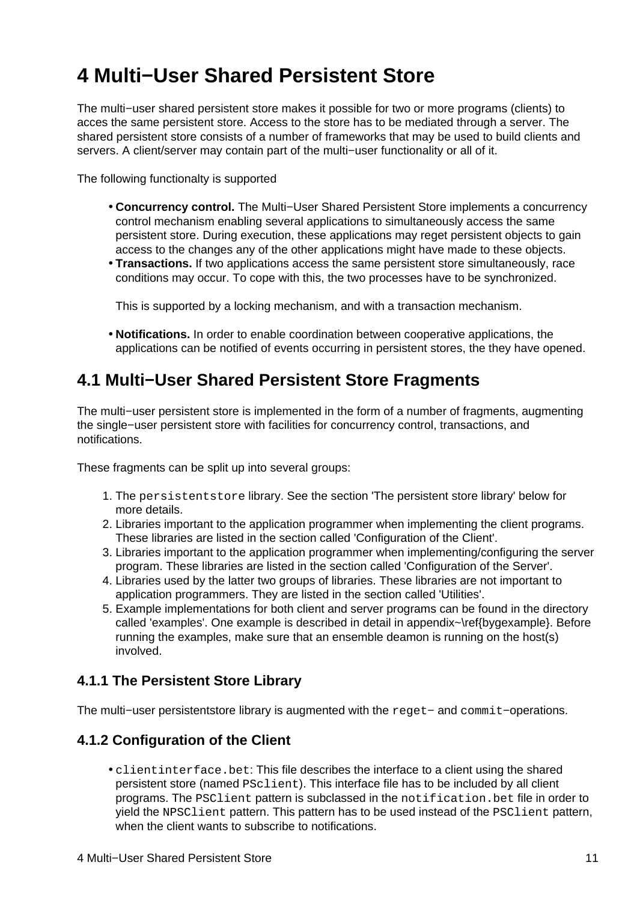# 4 Multi−User Shared Persistent Store

The multi−user shared persistent store makes it possible for two or more programs (clients) to acces the same persistent store. Access to the store has to be mediated through a server. The shared persistent store consists of a number of frameworks that may be used to build clients and servers. A client/server may contain part of the multi−user functionality or all of it.

The following functionalty is supported

- **Concurrency control.** The Multi−User Shared Persistent Store implements a concurrency control mechanism enabling several applications to simultaneously access the same persistent store. During execution, these applications may reget persistent objects to gain access to the changes any of the other applications might have made to these objects.
- **Transactions.** If two applications access the same persistent store simultaneously, race conditions may occur. To cope with this, the two processes have to be synchronized.

  This is supported by a locking mechanism, and with a transaction mechanism.
- **Notifications.** In order to enable coordination between cooperative applications, the applications can be notified of events occurring in persistent stores, the they have opened.

## 4.1 Multi−User Shared Persistent Store Fragments

The multi−user persistent store is implemented in the form of a number of fragments, augmenting the single−user persistent store with facilities for concurrency control, transactions, and notifications.

These fragments can be split up into several groups:

1. The `persistentstore` library. See the section 'The persistent store library' below for more details.
2. Libraries important to the application programmer when implementing the client programs. These libraries are listed in the section called 'Configuration of the Client'.
3. Libraries important to the application programmer when implementing/configuring the server program. These libraries are listed in the section called 'Configuration of the Server'.
4. Libraries used by the latter two groups of libraries. These libraries are not important to application programmers. They are listed in the section called 'Utilities'.
5. Example implementations for both client and server programs can be found in the directory called 'examples'. One example is described in detail in appendix~\ref{bygexample}. Before running the examples, make sure that an ensemble deamon is running on the host(s) involved.

### 4.1.1 The Persistent Store Library

The multi−user persistentstore library is augmented with the `reget−` and `commit−`operations.

### 4.1.2 Configuration of the Client

- `clientinterface.bet`: This file describes the interface to a client using the shared persistent store (named `PSclient`). This interface file has to be included by all client programs. The `PSClient` pattern is subclassed in the `notification.bet` file in order to yield the `NPSClient` pattern. This pattern has to be used instead of the `PSClient` pattern, when the client wants to subscribe to notifications.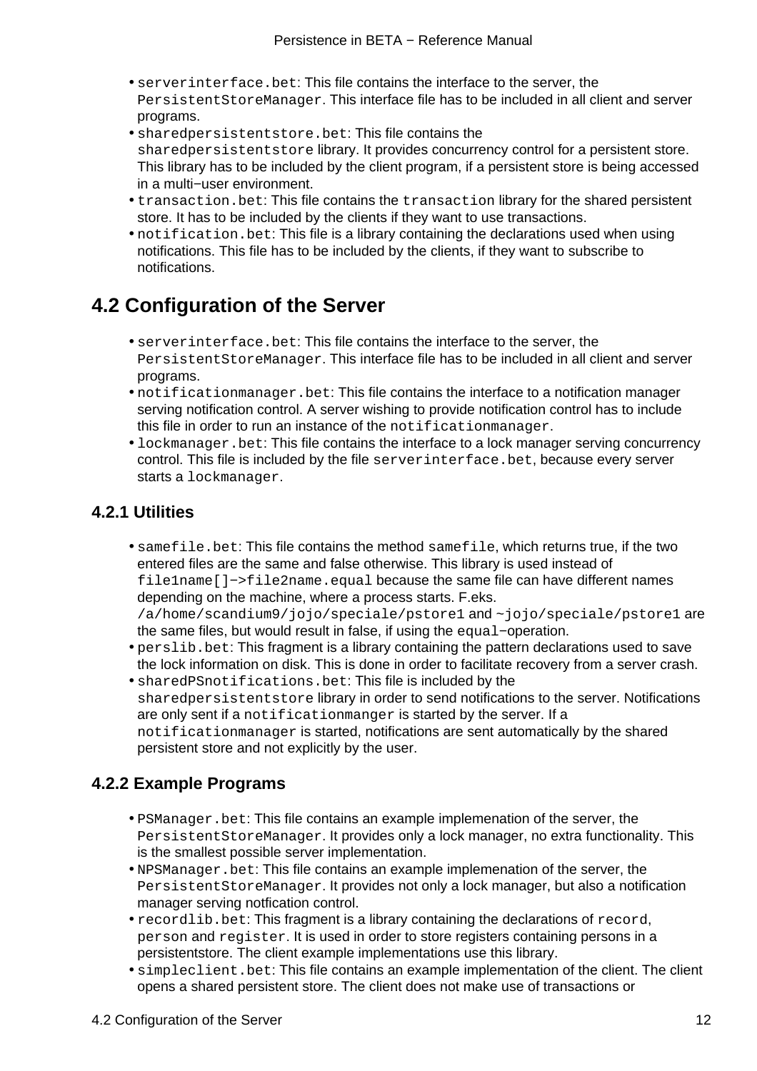- `serverinterface.bet`: This file contains the interface to the server, the `PersistentStoreManager`. This interface file has to be included in all client and server programs.
- `sharedpersistentstore.bet`: This file contains the `sharedpersistentstore` library. It provides concurrency control for a persistent store. This library has to be included by the client program, if a persistent store is being accessed in a multi−user environment.
- `transaction.bet`: This file contains the `transaction` library for the shared persistent store. It has to be included by the clients if they want to use transactions.
- `notification.bet`: This file is a library containing the declarations used when using notifications. This file has to be included by the clients, if they want to subscribe to notifications.

## 4.2 Configuration of the Server

- `serverinterface.bet`: This file contains the interface to the server, the `PersistentStoreManager`. This interface file has to be included in all client and server programs.
- `notificationmanager.bet`: This file contains the interface to a notification manager serving notification control. A server wishing to provide notification control has to include this file in order to run an instance of the `notificationmanager`.
- `lockmanager.bet`: This file contains the interface to a lock manager serving concurrency control. This file is included by the file `serverinterface.bet`, because every server starts a `lockmanager`.

### 4.2.1 Utilities

- `samefile.bet`: This file contains the method `samefile`, which returns true, if the two entered files are the same and false otherwise. This library is used instead of `file1name[]−>file2name.equal` because the same file can have different names depending on the machine, where a process starts. F.eks. `/a/home/scandium9/jojo/speciale/pstore1` and `~jojo/speciale/pstore1` are the same files, but would result in false, if using the `equal`−operation.
- `perslib.bet`: This fragment is a library containing the pattern declarations used to save the lock information on disk. This is done in order to facilitate recovery from a server crash.
- `sharedPSnotifications.bet`: This file is included by the `sharedpersistentstore` library in order to send notifications to the server. Notifications are only sent if a `notificationmanger` is started by the server. If a `notificationmanager` is started, notifications are sent automatically by the shared persistent store and not explicitly by the user.

### 4.2.2 Example Programs

- `PSManager.bet`: This file contains an example implemenation of the server, the `PersistentStoreManager`. It provides only a lock manager, no extra functionality. This is the smallest possible server implementation.
- `NPSManager.bet`: This file contains an example implemenation of the server, the `PersistentStoreManager`. It provides not only a lock manager, but also a notification manager serving notfication control.
- `recordlib.bet`: This fragment is a library containing the declarations of `record`, `person` and `register`. It is used in order to store registers containing persons in a persistentstore. The client example implementations use this library.
- `simpleclient.bet`: This file contains an example implementation of the client. The client opens a shared persistent store. The client does not make use of transactions or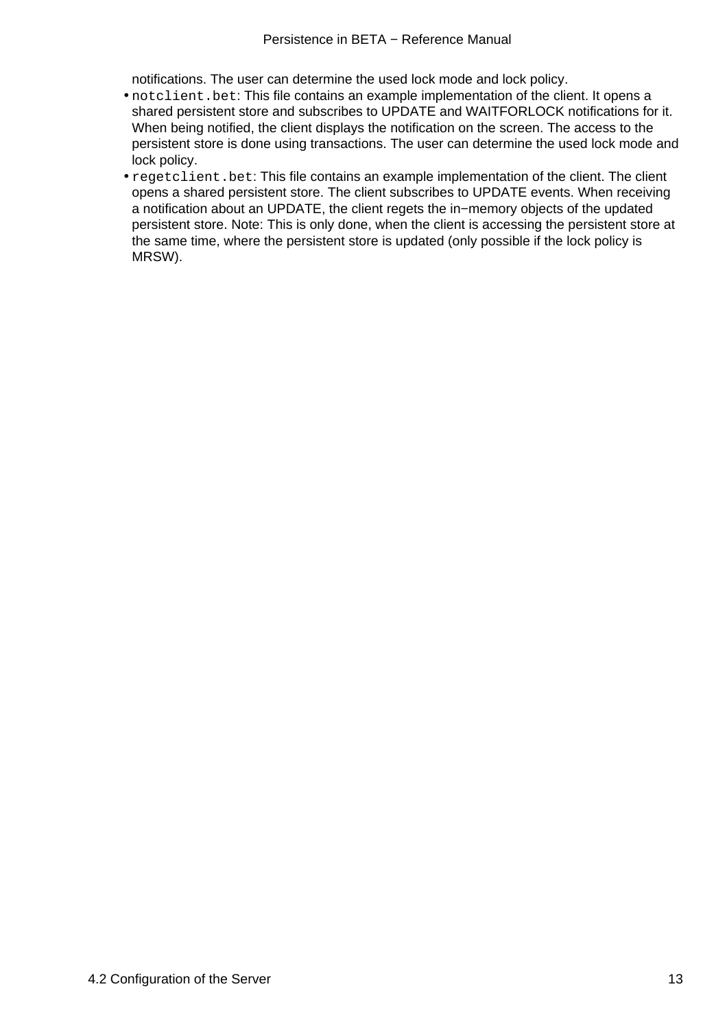notifications. The user can determine the used lock mode and lock policy.

- `notclient.bet`: This file contains an example implementation of the client. It opens a shared persistent store and subscribes to UPDATE and WAITFORLOCK notifications for it. When being notified, the client displays the notification on the screen. The access to the persistent store is done using transactions. The user can determine the used lock mode and lock policy.
- `regetclient.bet`: This file contains an example implementation of the client. The client opens a shared persistent store. The client subscribes to UPDATE events. When receiving a notification about an UPDATE, the client regets the in−memory objects of the updated persistent store. Note: This is only done, when the client is accessing the persistent store at the same time, where the persistent store is updated (only possible if the lock policy is MRSW).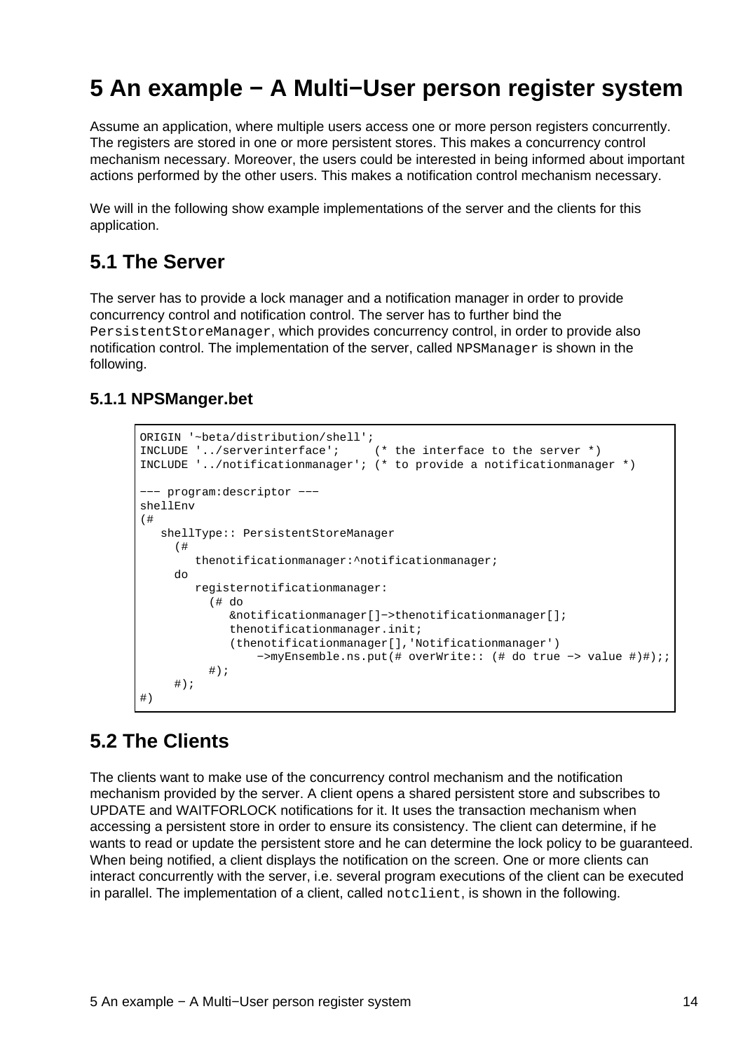# 5 An example − A Multi−User person register system

Assume an application, where multiple users access one or more person registers concurrently. The registers are stored in one or more persistent stores. This makes a concurrency control mechanism necessary. Moreover, the users could be interested in being informed about important actions performed by the other users. This makes a notification control mechanism necessary.

We will in the following show example implementations of the server and the clients for this application.

## 5.1 The Server

The server has to provide a lock manager and a notification manager in order to provide concurrency control and notification control. The server has to further bind the `PersistentStoreManager`, which provides concurrency control, in order to provide also notification control. The implementation of the server, called `NPSManager` is shown in the following.

### 5.1.1 NPSManger.bet

```
ORIGIN '~beta/distribution/shell';
INCLUDE '../serverinterface';     (* the interface to the server *)
INCLUDE '../notificationmanager'; (* to provide a notificationmanager *)

−−− program:descriptor −−−
shellEnv
(#
   shellType:: PersistentStoreManager
     (#
        thenotificationmanager:^notificationmanager;
     do
        registernotificationmanager:
          (# do
             &notificationmanager[]−>thenotificationmanager[];
             thenotificationmanager.init;
             (thenotificationmanager[],'Notificationmanager')
                 −>myEnsemble.ns.put(# overWrite:: (# do true −> value #)#);;
          #);
     #);
#)
```

## 5.2 The Clients

The clients want to make use of the concurrency control mechanism and the notification mechanism provided by the server. A client opens a shared persistent store and subscribes to UPDATE and WAITFORLOCK notifications for it. It uses the transaction mechanism when accessing a persistent store in order to ensure its consistency. The client can determine, if he wants to read or update the persistent store and he can determine the lock policy to be guaranteed. When being notified, a client displays the notification on the screen. One or more clients can interact concurrently with the server, i.e. several program executions of the client can be executed in parallel. The implementation of a client, called `notclient`, is shown in the following.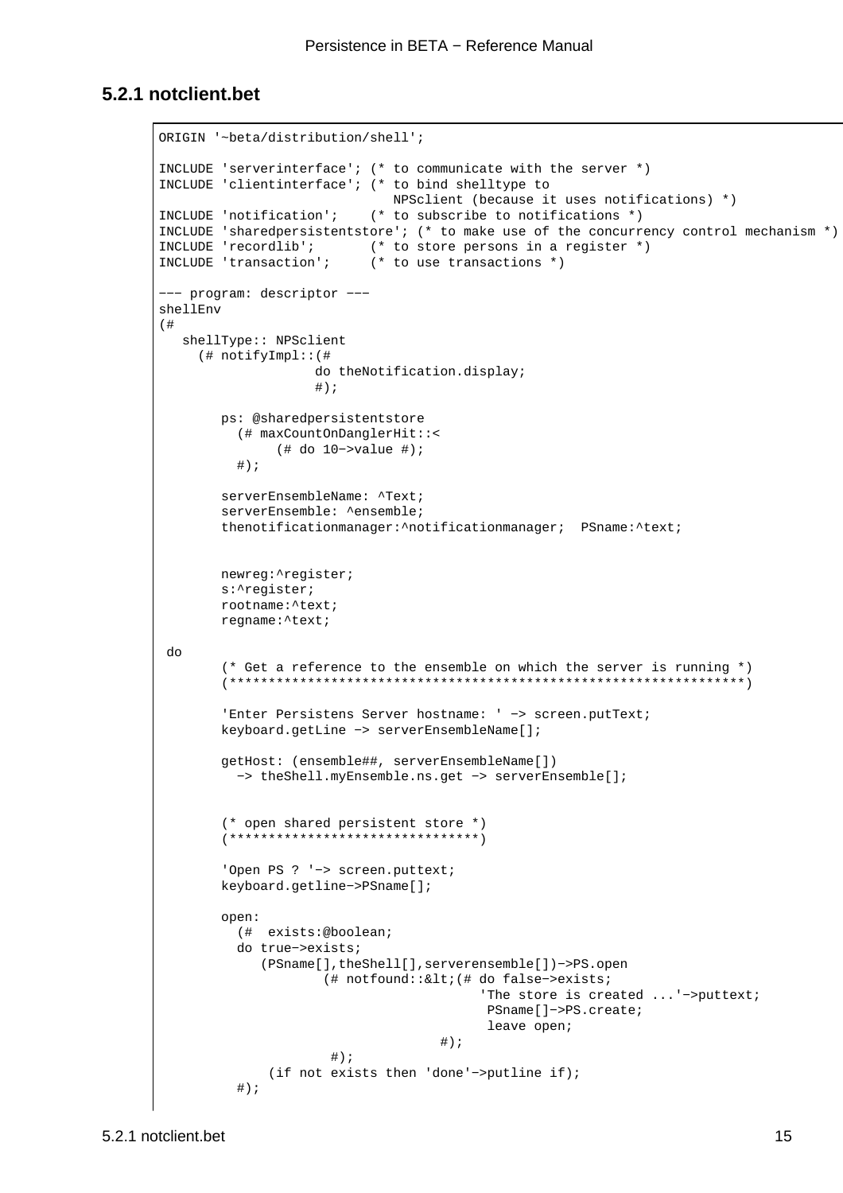### 5.2.1 notclient.bet

```
ORIGIN '~beta/distribution/shell';

INCLUDE 'serverinterface'; (* to communicate with the server *)
INCLUDE 'clientinterface'; (* to bind shelltype to
                              NPSclient (because it uses notifications) *)
INCLUDE 'notification';    (* to subscribe to notifications *)
INCLUDE 'sharedpersistentstore'; (* to make use of the concurrency control mechanism *)
INCLUDE 'recordlib';       (* to store persons in a register *)
INCLUDE 'transaction';     (* to use transactions *)

−−− program: descriptor −−−
shellEnv
(#
   shellType:: NPSclient
     (# notifyImpl::(#
                    do theNotification.display;
                    #);

        ps: @sharedpersistentstore
          (# maxCountOnDanglerHit::<
               (# do 10−>value #);
          #);

        serverEnsembleName: ^Text;
        serverEnsemble: ^ensemble;
        thenotificationmanager:^notificationmanager;  PSname:^text;


        newreg:^register;
        s:^register;
        rootname:^text;
        regname:^text;

 do
        (* Get a reference to the ensemble on which the server is running *)
        (*****************************************************************)

        'Enter Persistens Server hostname: ' −> screen.putText;
        keyboard.getLine −> serverEnsembleName[];

        getHost: (ensemble##, serverEnsembleName[])
          −> theShell.myEnsemble.ns.get −> serverEnsemble[];


        (* open shared persistent store *)
        (*******************************)

        'Open PS ? '−> screen.puttext;
        keyboard.getline−>PSname[];

        open:
          (#  exists:@boolean;
          do true−>exists;
             (PSname[],theShell[],serverensemble[])−>PS.open
                     (# notfound::&lt;(# do false−>exists;
                                         'The store is created ...'−>puttext;
                                          PSname[]−>PS.create;
                                          leave open;
                                    #);
                       #);
              (if not exists then 'done'−>putline if);
          #);
```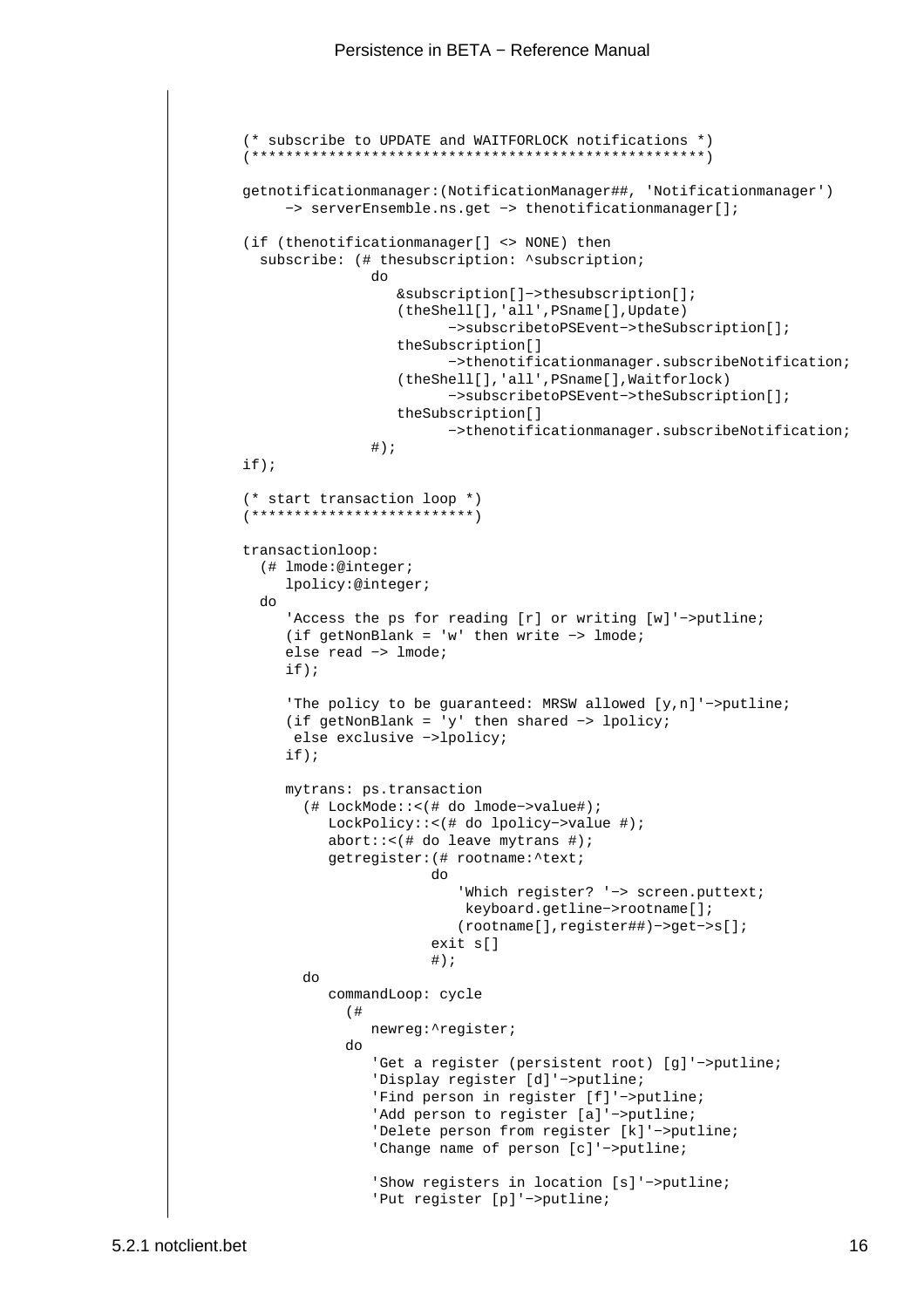```
(* subscribe to UPDATE and WAITFORLOCK notifications *)
(****************************************************)

getnotificationmanager:(NotificationManager##, 'Notificationmanager')
     -> serverEnsemble.ns.get -> thenotificationmanager[];

(if (thenotificationmanager[] <> NONE) then
  subscribe: (# thesubscription: ^subscription;
              do
                 &subscription[]->thesubscription[];
                 (theShell[],'all',PSname[],Update)
                       ->subscribetoPSEvent->theSubscription[];
                 theSubscription[]
                       ->thenotificationmanager.subscribeNotification;
                 (theShell[],'all',PSname[],Waitforlock)
                       ->subscribetoPSEvent->theSubscription[];
                 theSubscription[]
                       ->thenotificationmanager.subscribeNotification;
              #);
if);

(* start transaction loop *)
(*************************)

transactionloop:
  (# lmode:@integer;
     lpolicy:@integer;
  do
     'Access the ps for reading [r] or writing [w]'->putline;
     (if getNonBlank = 'w' then write -> lmode;
     else read -> lmode;
     if);

     'The policy to be guaranteed: MRSW allowed [y,n]'->putline;
     (if getNonBlank = 'y' then shared -> lpolicy;
      else exclusive ->lpolicy;
     if);

     mytrans: ps.transaction
       (# LockMode::<(# do lmode->value#);
          LockPolicy::<(# do lpolicy->value #);
          abort::<(# do leave mytrans #);
          getregister:(# rootname:^text;
                      do
                         'Which register? '-> screen.puttext;
                          keyboard.getline->rootname[];
                         (rootname[],register##)->get->s[];
                      exit s[]
                      #);
       do
          commandLoop: cycle
            (#
               newreg:^register;
            do
               'Get a register (persistent root) [g]'->putline;
               'Display register [d]'->putline;
               'Find person in register [f]'->putline;
               'Add person to register [a]'->putline;
               'Delete person from register [k]'->putline;
               'Change name of person [c]'->putline;

               'Show registers in location [s]'->putline;
               'Put register [p]'->putline;
```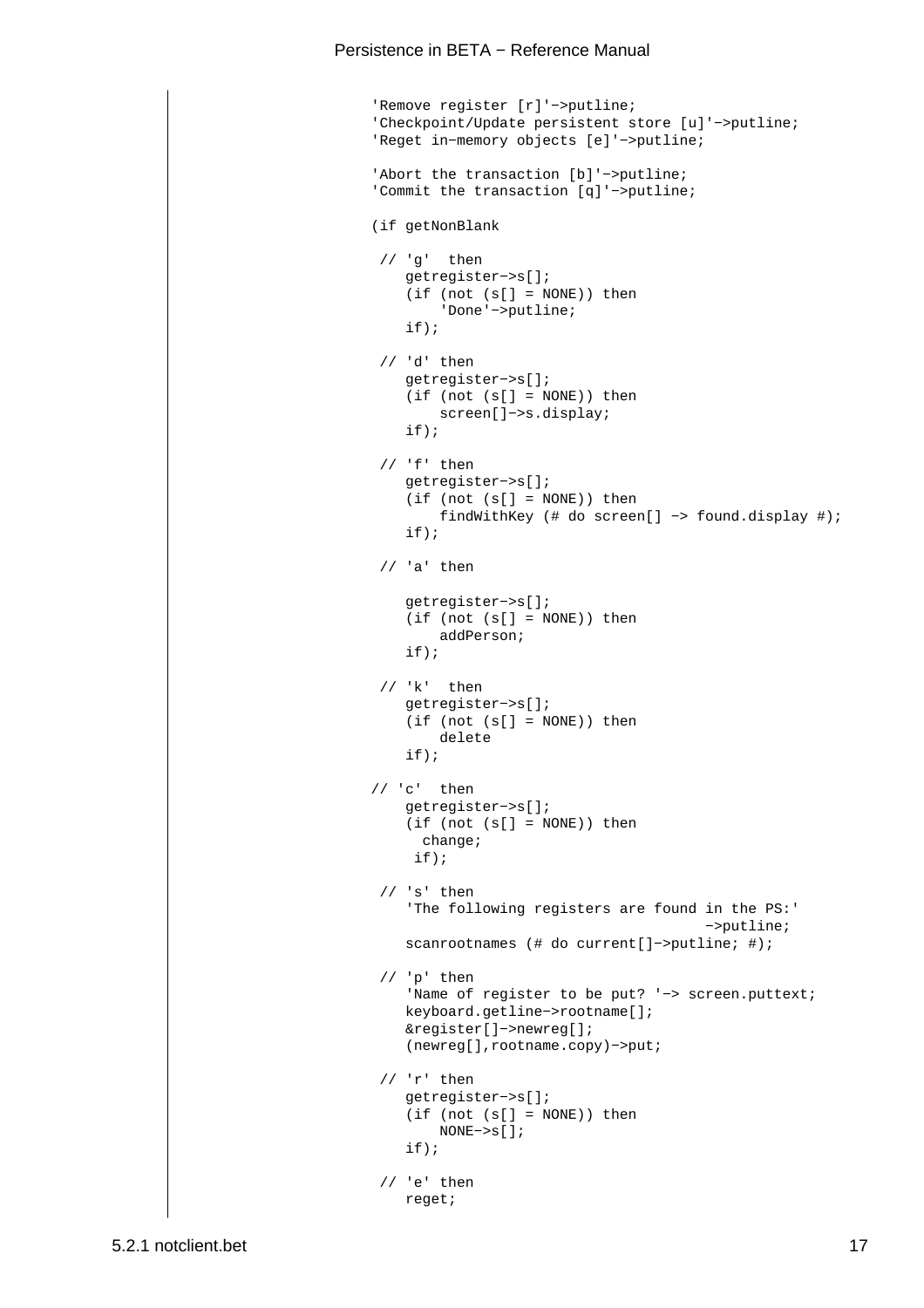```
'Remove register [r]'->putline;
'Checkpoint/Update persistent store [u]'->putline;
'Reget in-memory objects [e]'->putline;

'Abort the transaction [b]'->putline;
'Commit the transaction [q]'->putline;

(if getNonBlank

 // 'g'  then
    getregister->s[];
    (if (not (s[] = NONE)) then
        'Done'->putline;
    if);

 // 'd' then
    getregister->s[];
    (if (not (s[] = NONE)) then
        screen[]->s.display;
    if);

 // 'f' then
    getregister->s[];
    (if (not (s[] = NONE)) then
        findWithKey (# do screen[] -> found.display #);
    if);

 // 'a' then

    getregister->s[];
    (if (not (s[] = NONE)) then
        addPerson;
    if);

 // 'k'  then
    getregister->s[];
    (if (not (s[] = NONE)) then
        delete
    if);

// 'c'  then
    getregister->s[];
    (if (not (s[] = NONE)) then
      change;
     if);

 // 's' then
    'The following registers are found in the PS:'
                                     ->putline;
    scanrootnames (# do current[]->putline; #);

 // 'p' then
    'Name of register to be put? '-> screen.puttext;
    keyboard.getline->rootname[];
    &register[]->newreg[];
    (newreg[],rootname.copy)->put;

 // 'r' then
    getregister->s[];
    (if (not (s[] = NONE)) then
        NONE->s[];
    if);

 // 'e' then
    reget;
```

5.2.1 notclient.bet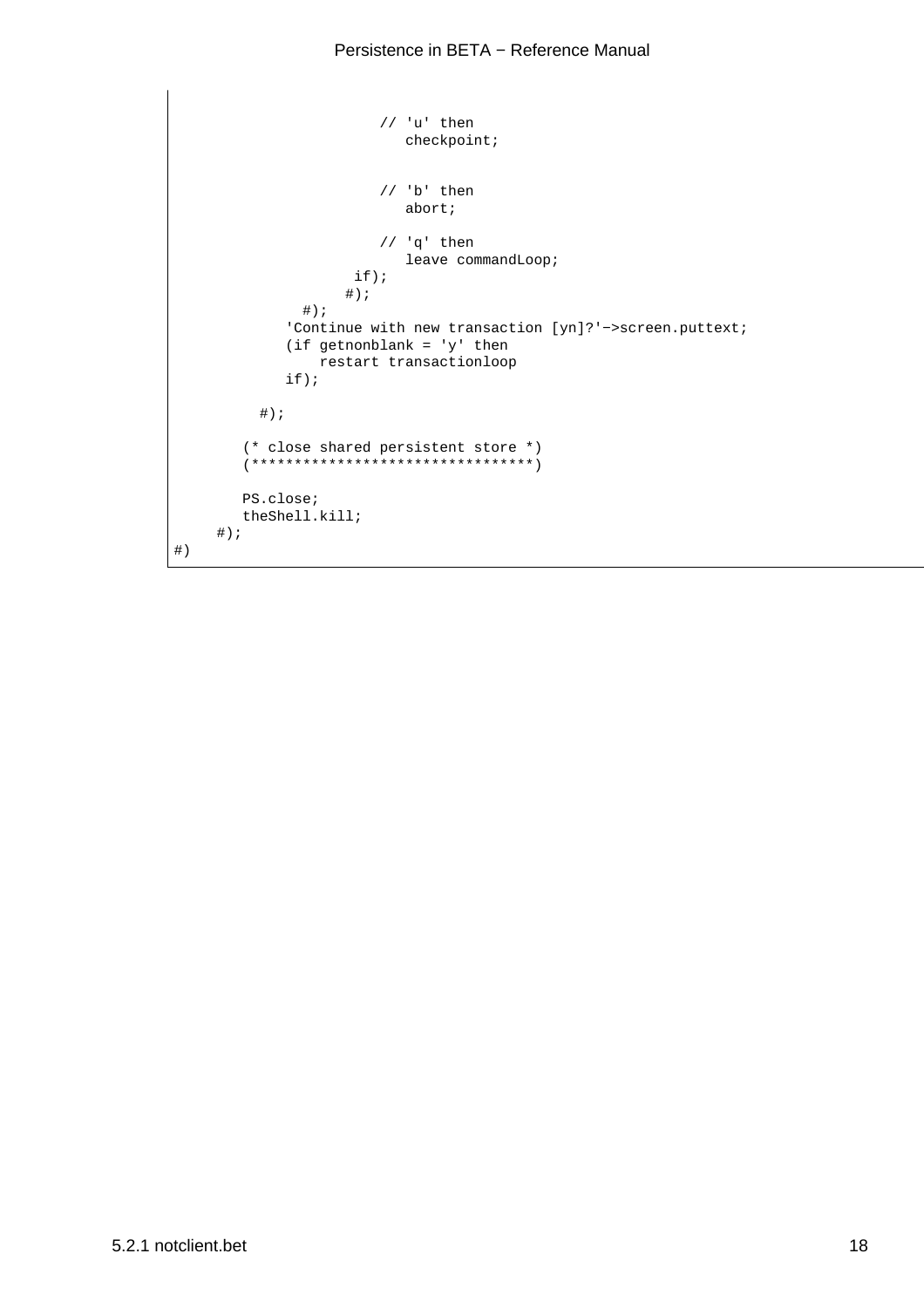```
                        // 'u' then
                           checkpoint;


                        // 'b' then
                           abort;

                        // 'q' then
                           leave commandLoop;
                     if);
                    #);
               #);
             'Continue with new transaction [yn]?'->screen.puttext;
             (if getnonblank = 'y' then
                 restart transactionloop
             if);

          #);

        (* close shared persistent store *)
        (*********************************)

        PS.close;
        theShell.kill;
     #);
#)
```

5.2.1 notclient.bet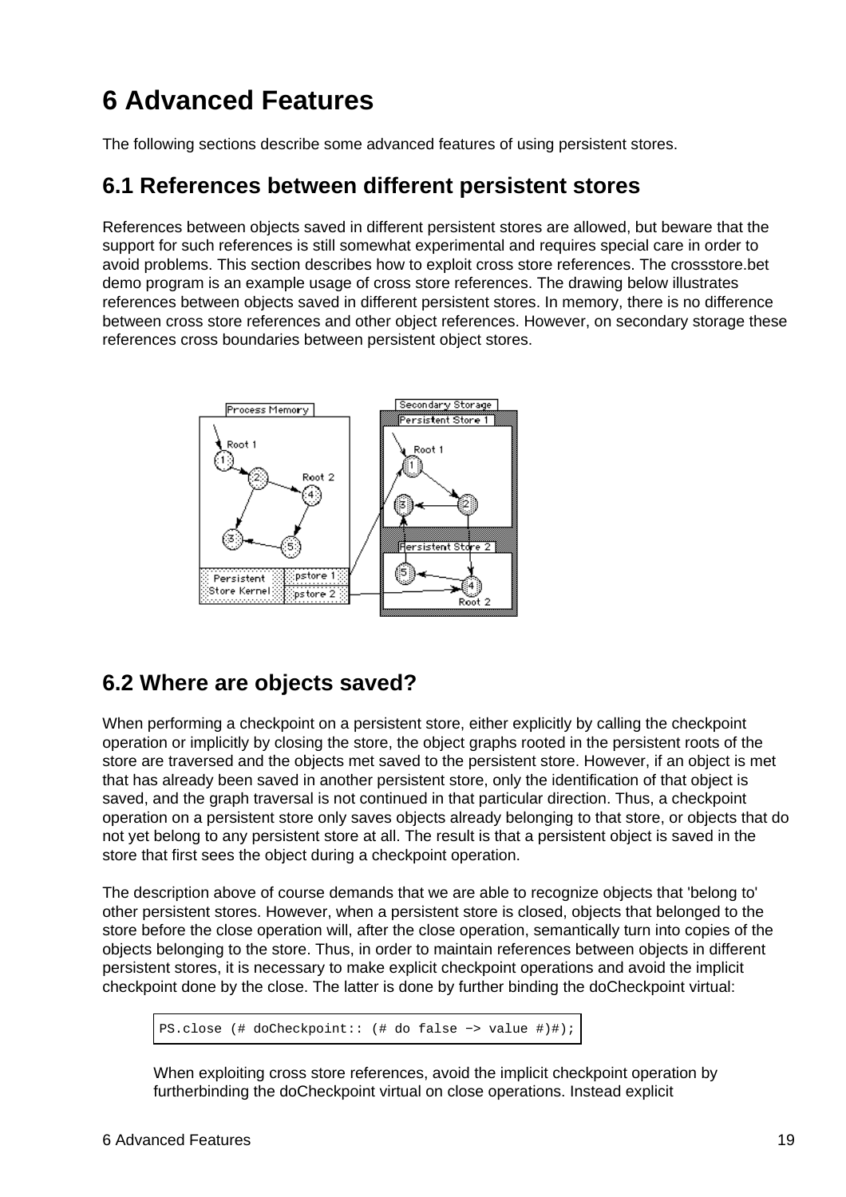# 6 Advanced Features

The following sections describe some advanced features of using persistent stores.

## 6.1 References between different persistent stores

References between objects saved in different persistent stores are allowed, but beware that the support for such references is still somewhat experimental and requires special care in order to avoid problems. This section describes how to exploit cross store references. The crossstore.bet demo program is an example usage of cross store references. The drawing below illustrates references between objects saved in different persistent stores. In memory, there is no difference between cross store references and other object references. However, on secondary storage these references cross boundaries between persistent object stores.

## 6.2 Where are objects saved?

When performing a checkpoint on a persistent store, either explicitly by calling the checkpoint operation or implicitly by closing the store, the object graphs rooted in the persistent roots of the store are traversed and the objects met saved to the persistent store. However, if an object is met that has already been saved in another persistent store, only the identification of that object is saved, and the graph traversal is not continued in that particular direction. Thus, a checkpoint operation on a persistent store only saves objects already belonging to that store, or objects that do not yet belong to any persistent store at all. The result is that a persistent object is saved in the store that first sees the object during a checkpoint operation.

The description above of course demands that we are able to recognize objects that 'belong to' other persistent stores. However, when a persistent store is closed, objects that belonged to the store before the close operation will, after the close operation, semantically turn into copies of the objects belonging to the store. Thus, in order to maintain references between objects in different persistent stores, it is necessary to make explicit checkpoint operations and avoid the implicit checkpoint done by the close. The latter is done by further binding the doCheckpoint virtual:

```
PS.close (# doCheckpoint:: (# do false −> value #)#);
```

When exploiting cross store references, avoid the implicit checkpoint operation by furtherbinding the doCheckpoint virtual on close operations. Instead explicit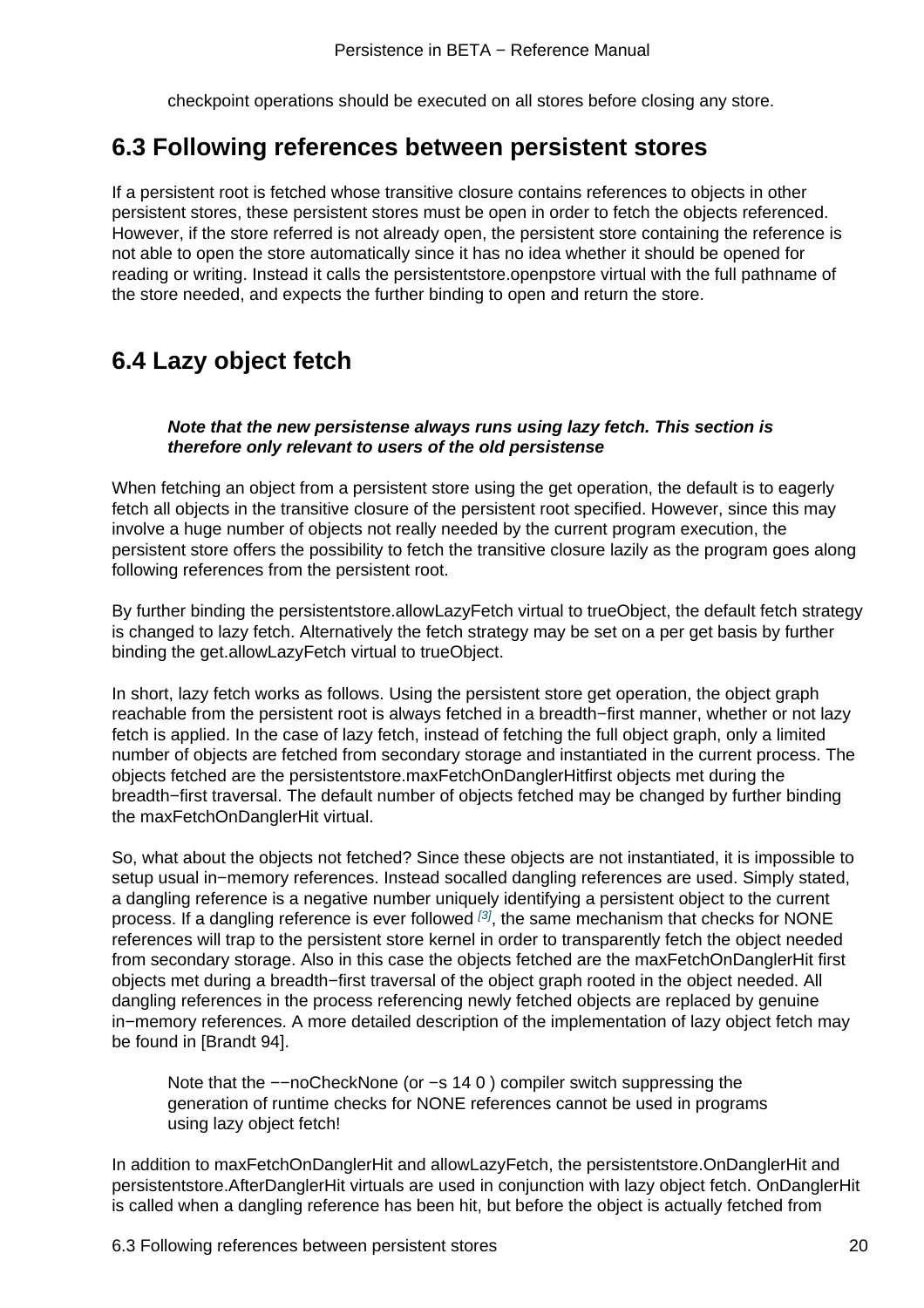checkpoint operations should be executed on all stores before closing any store.

## 6.3 Following references between persistent stores

If a persistent root is fetched whose transitive closure contains references to objects in other persistent stores, these persistent stores must be open in order to fetch the objects referenced. However, if the store referred is not already open, the persistent store containing the reference is not able to open the store automatically since it has no idea whether it should be opened for reading or writing. Instead it calls the persistentstore.openpstore virtual with the full pathname of the store needed, and expects the further binding to open and return the store.

## 6.4 Lazy object fetch

> ***Note that the new persistense always runs using lazy fetch. This section is therefore only relevant to users of the old persistense***

When fetching an object from a persistent store using the get operation, the default is to eagerly fetch all objects in the transitive closure of the persistent root specified. However, since this may involve a huge number of objects not really needed by the current program execution, the persistent store offers the possibility to fetch the transitive closure lazily as the program goes along following references from the persistent root.

By further binding the persistentstore.allowLazyFetch virtual to trueObject, the default fetch strategy is changed to lazy fetch. Alternatively the fetch strategy may be set on a per get basis by further binding the get.allowLazyFetch virtual to trueObject.

In short, lazy fetch works as follows. Using the persistent store get operation, the object graph reachable from the persistent root is always fetched in a breadth−first manner, whether or not lazy fetch is applied. In the case of lazy fetch, instead of fetching the full object graph, only a limited number of objects are fetched from secondary storage and instantiated in the current process. The objects fetched are the persistentstore.maxFetchOnDanglerHitfirst objects met during the breadth−first traversal. The default number of objects fetched may be changed by further binding the maxFetchOnDanglerHit virtual.

So, what about the objects not fetched? Since these objects are not instantiated, it is impossible to setup usual in−memory references. Instead socalled dangling references are used. Simply stated, a dangling reference is a negative number uniquely identifying a persistent object to the current process. If a dangling reference is ever followed [3], the same mechanism that checks for NONE references will trap to the persistent store kernel in order to transparently fetch the object needed from secondary storage. Also in this case the objects fetched are the maxFetchOnDanglerHit first objects met during a breadth−first traversal of the object graph rooted in the object needed. All dangling references in the process referencing newly fetched objects are replaced by genuine in−memory references. A more detailed description of the implementation of lazy object fetch may be found in [Brandt 94].

> Note that the −−noCheckNone (or −s 14 0 ) compiler switch suppressing the generation of runtime checks for NONE references cannot be used in programs using lazy object fetch!

In addition to maxFetchOnDanglerHit and allowLazyFetch, the persistentstore.OnDanglerHit and persistentstore.AfterDanglerHit virtuals are used in conjunction with lazy object fetch. OnDanglerHit is called when a dangling reference has been hit, but before the object is actually fetched from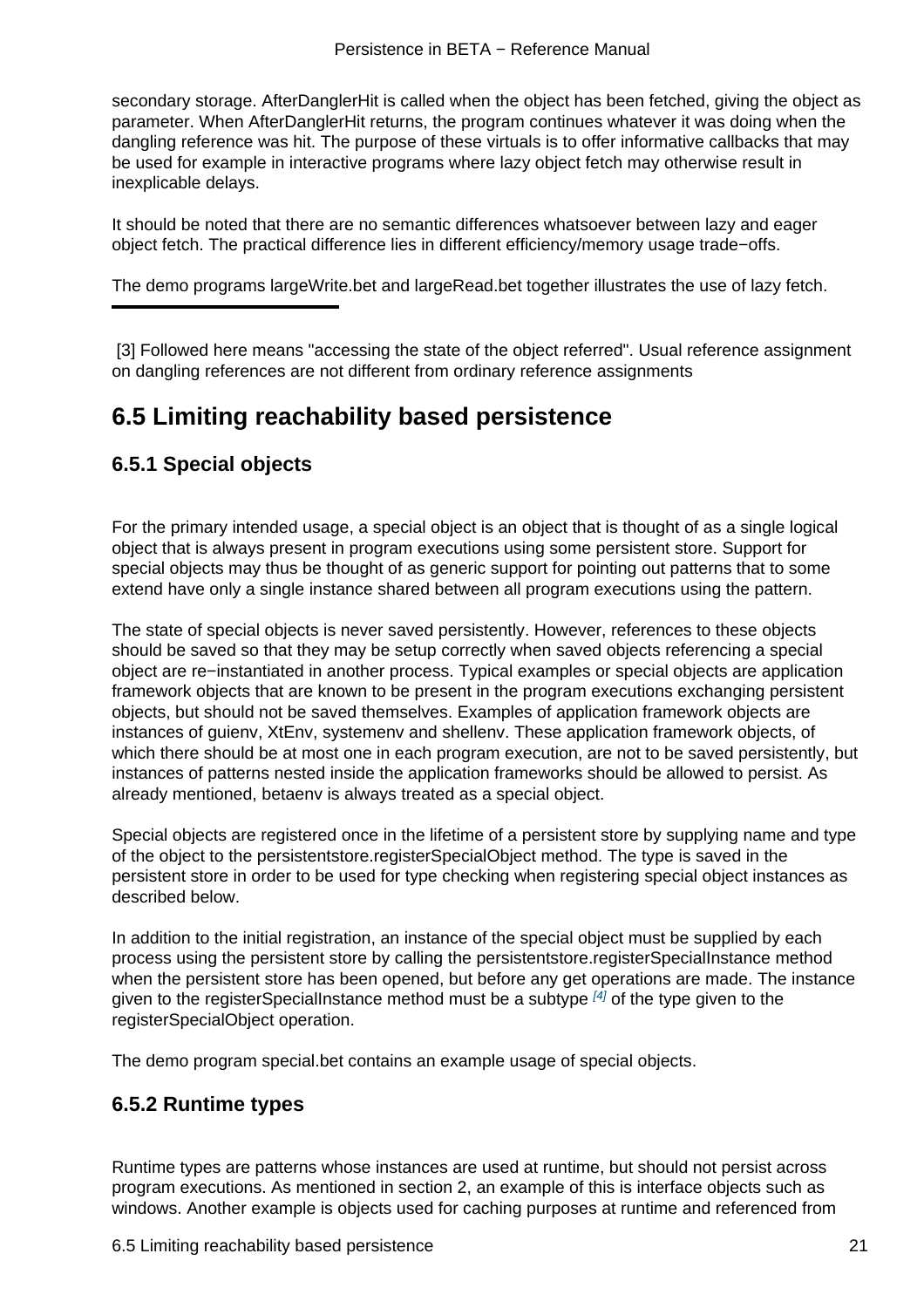secondary storage. AfterDanglerHit is called when the object has been fetched, giving the object as parameter. When AfterDanglerHit returns, the program continues whatever it was doing when the dangling reference was hit. The purpose of these virtuals is to offer informative callbacks that may be used for example in interactive programs where lazy object fetch may otherwise result in inexplicable delays.

It should be noted that there are no semantic differences whatsoever between lazy and eager object fetch. The practical difference lies in different efficiency/memory usage trade−offs.

The demo programs largeWrite.bet and largeRead.bet together illustrates the use of lazy fetch.

---

[3] Followed here means "accessing the state of the object referred". Usual reference assignment on dangling references are not different from ordinary reference assignments

## 6.5 Limiting reachability based persistence

### 6.5.1 Special objects

For the primary intended usage, a special object is an object that is thought of as a single logical object that is always present in program executions using some persistent store. Support for special objects may thus be thought of as generic support for pointing out patterns that to some extend have only a single instance shared between all program executions using the pattern.

The state of special objects is never saved persistently. However, references to these objects should be saved so that they may be setup correctly when saved objects referencing a special object are re−instantiated in another process. Typical examples or special objects are application framework objects that are known to be present in the program executions exchanging persistent objects, but should not be saved themselves. Examples of application framework objects are instances of guienv, XtEnv, systemenv and shellenv. These application framework objects, of which there should be at most one in each program execution, are not to be saved persistently, but instances of patterns nested inside the application frameworks should be allowed to persist. As already mentioned, betaenv is always treated as a special object.

Special objects are registered once in the lifetime of a persistent store by supplying name and type of the object to the persistentstore.registerSpecialObject method. The type is saved in the persistent store in order to be used for type checking when registering special object instances as described below.

In addition to the initial registration, an instance of the special object must be supplied by each process using the persistent store by calling the persistentstore.registerSpecialInstance method when the persistent store has been opened, but before any get operations are made. The instance given to the registerSpecialInstance method must be a subtype [4] of the type given to the registerSpecialObject operation.

The demo program special.bet contains an example usage of special objects.

### 6.5.2 Runtime types

Runtime types are patterns whose instances are used at runtime, but should not persist across program executions. As mentioned in section 2, an example of this is interface objects such as windows. Another example is objects used for caching purposes at runtime and referenced from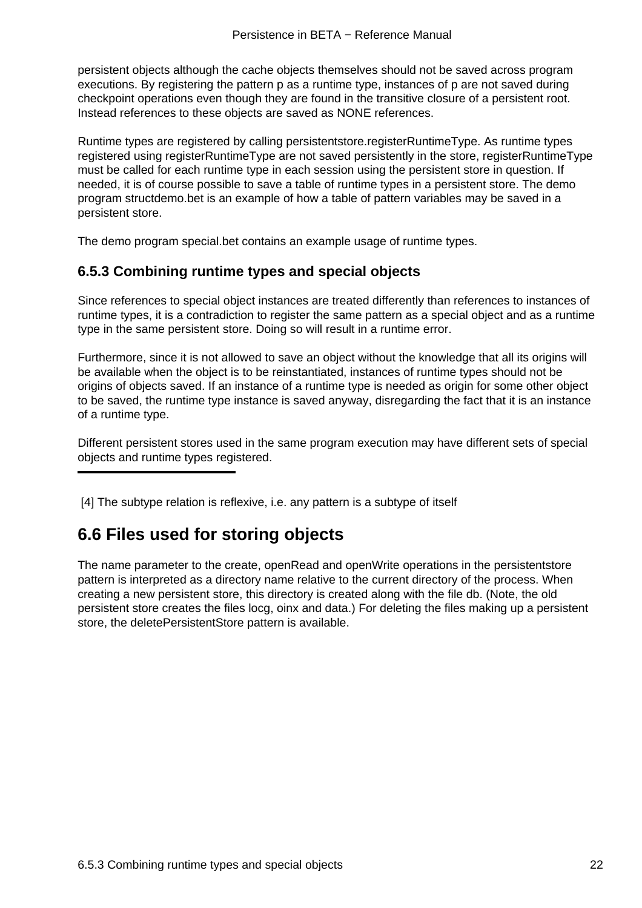persistent objects although the cache objects themselves should not be saved across program executions. By registering the pattern p as a runtime type, instances of p are not saved during checkpoint operations even though they are found in the transitive closure of a persistent root. Instead references to these objects are saved as NONE references.

Runtime types are registered by calling persistentstore.registerRuntimeType. As runtime types registered using registerRuntimeType are not saved persistently in the store, registerRuntimeType must be called for each runtime type in each session using the persistent store in question. If needed, it is of course possible to save a table of runtime types in a persistent store. The demo program structdemo.bet is an example of how a table of pattern variables may be saved in a persistent store.

The demo program special.bet contains an example usage of runtime types.

### 6.5.3 Combining runtime types and special objects

Since references to special object instances are treated differently than references to instances of runtime types, it is a contradiction to register the same pattern as a special object and as a runtime type in the same persistent store. Doing so will result in a runtime error.

Furthermore, since it is not allowed to save an object without the knowledge that all its origins will be available when the object is to be reinstantiated, instances of runtime types should not be origins of objects saved. If an instance of a runtime type is needed as origin for some other object to be saved, the runtime type instance is saved anyway, disregarding the fact that it is an instance of a runtime type.

Different persistent stores used in the same program execution may have different sets of special objects and runtime types registered.

---

[4] The subtype relation is reflexive, i.e. any pattern is a subtype of itself

## 6.6 Files used for storing objects

The name parameter to the create, openRead and openWrite operations in the persistentstore pattern is interpreted as a directory name relative to the current directory of the process. When creating a new persistent store, this directory is created along with the file db. (Note, the old persistent store creates the files locg, oinx and data.) For deleting the files making up a persistent store, the deletePersistentStore pattern is available.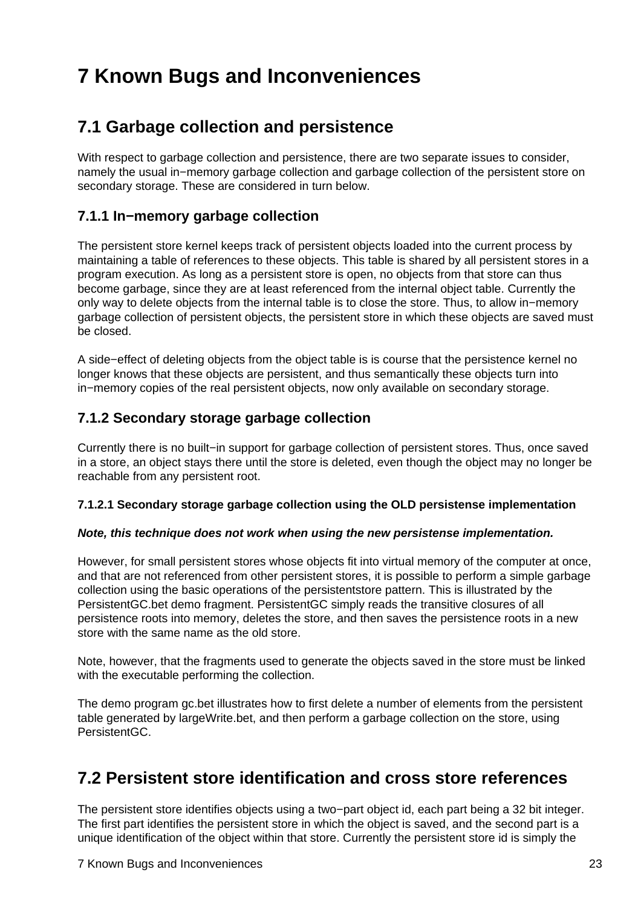# 7 Known Bugs and Inconveniences

## 7.1 Garbage collection and persistence

With respect to garbage collection and persistence, there are two separate issues to consider, namely the usual in−memory garbage collection and garbage collection of the persistent store on secondary storage. These are considered in turn below.

### 7.1.1 In−memory garbage collection

The persistent store kernel keeps track of persistent objects loaded into the current process by maintaining a table of references to these objects. This table is shared by all persistent stores in a program execution. As long as a persistent store is open, no objects from that store can thus become garbage, since they are at least referenced from the internal object table. Currently the only way to delete objects from the internal table is to close the store. Thus, to allow in−memory garbage collection of persistent objects, the persistent store in which these objects are saved must be closed.

A side−effect of deleting objects from the object table is is course that the persistence kernel no longer knows that these objects are persistent, and thus semantically these objects turn into in−memory copies of the real persistent objects, now only available on secondary storage.

### 7.1.2 Secondary storage garbage collection

Currently there is no built−in support for garbage collection of persistent stores. Thus, once saved in a store, an object stays there until the store is deleted, even though the object may no longer be reachable from any persistent root.

#### 7.1.2.1 Secondary storage garbage collection using the OLD persistense implementation

***Note, this technique does not work when using the new persistense implementation.***

However, for small persistent stores whose objects fit into virtual memory of the computer at once, and that are not referenced from other persistent stores, it is possible to perform a simple garbage collection using the basic operations of the persistentstore pattern. This is illustrated by the PersistentGC.bet demo fragment. PersistentGC simply reads the transitive closures of all persistence roots into memory, deletes the store, and then saves the persistence roots in a new store with the same name as the old store.

Note, however, that the fragments used to generate the objects saved in the store must be linked with the executable performing the collection.

The demo program gc.bet illustrates how to first delete a number of elements from the persistent table generated by largeWrite.bet, and then perform a garbage collection on the store, using PersistentGC.

## 7.2 Persistent store identification and cross store references

The persistent store identifies objects using a two−part object id, each part being a 32 bit integer. The first part identifies the persistent store in which the object is saved, and the second part is a unique identification of the object within that store. Currently the persistent store id is simply the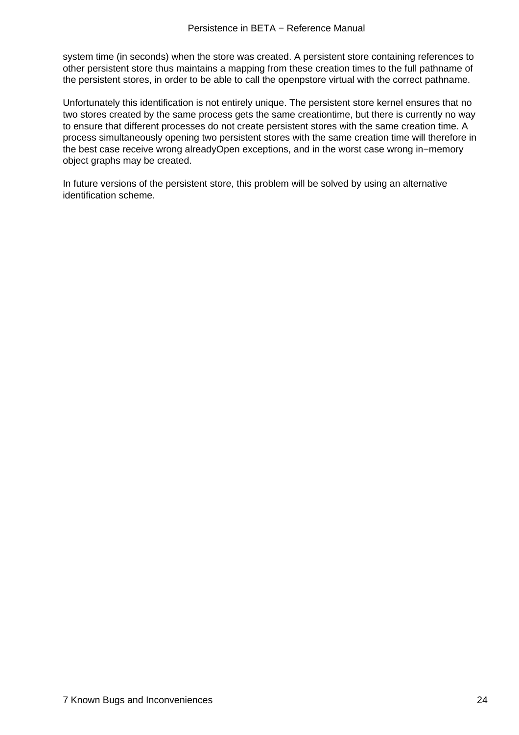system time (in seconds) when the store was created. A persistent store containing references to other persistent store thus maintains a mapping from these creation times to the full pathname of the persistent stores, in order to be able to call the openpstore virtual with the correct pathname.

Unfortunately this identification is not entirely unique. The persistent store kernel ensures that no two stores created by the same process gets the same creationtime, but there is currently no way to ensure that different processes do not create persistent stores with the same creation time. A process simultaneously opening two persistent stores with the same creation time will therefore in the best case receive wrong alreadyOpen exceptions, and in the worst case wrong in−memory object graphs may be created.

In future versions of the persistent store, this problem will be solved by using an alternative identification scheme.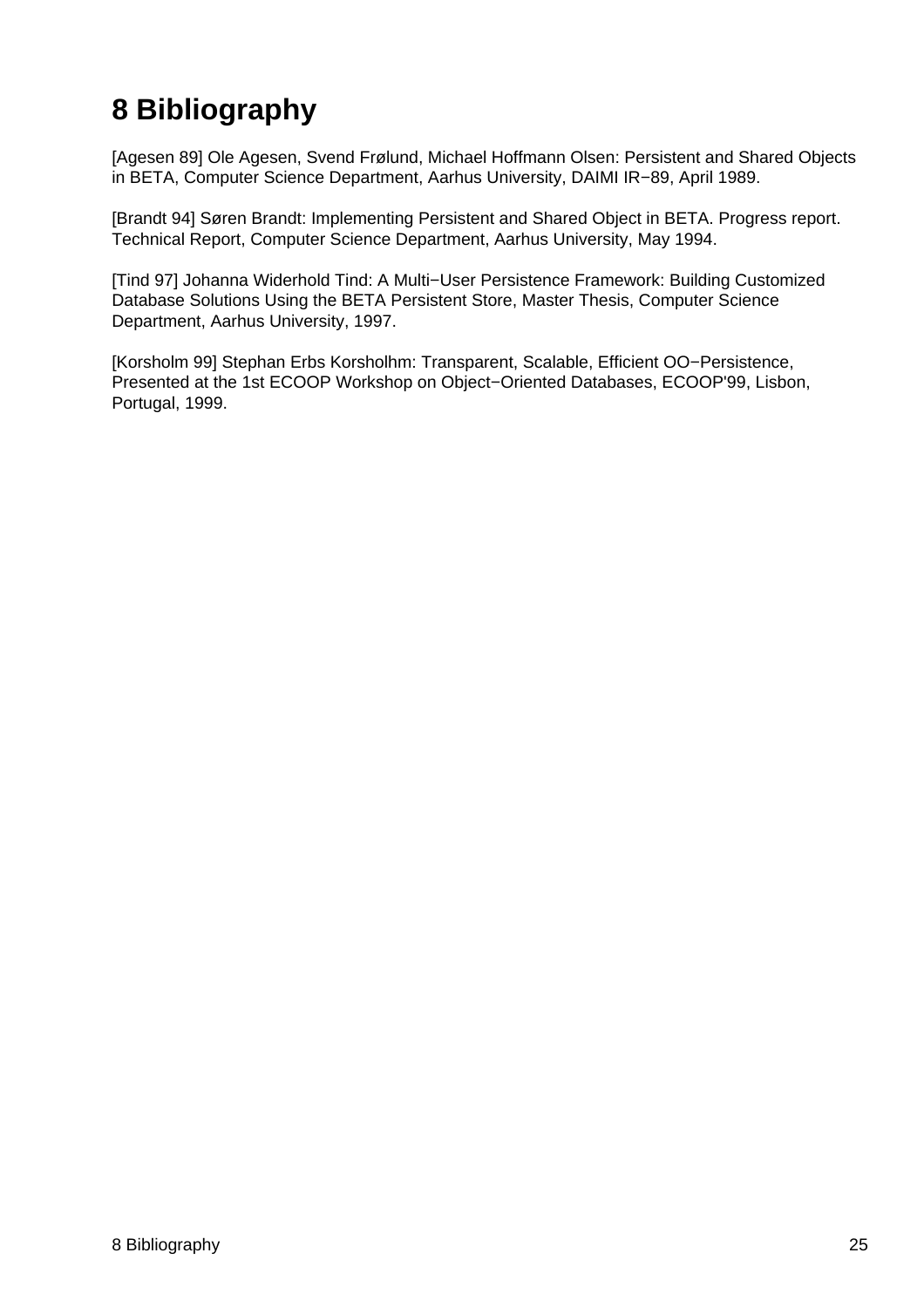# 8 Bibliography

[Agesen 89] Ole Agesen, Svend Frølund, Michael Hoffmann Olsen: Persistent and Shared Objects in BETA, Computer Science Department, Aarhus University, DAIMI IR−89, April 1989.

[Brandt 94] Søren Brandt: Implementing Persistent and Shared Object in BETA. Progress report. Technical Report, Computer Science Department, Aarhus University, May 1994.

[Tind 97] Johanna Widerhold Tind: A Multi−User Persistence Framework: Building Customized Database Solutions Using the BETA Persistent Store, Master Thesis, Computer Science Department, Aarhus University, 1997.

[Korsholm 99] Stephan Erbs Korsholhm: Transparent, Scalable, Efficient OO−Persistence, Presented at the 1st ECOOP Workshop on Object−Oriented Databases, ECOOP'99, Lisbon, Portugal, 1999.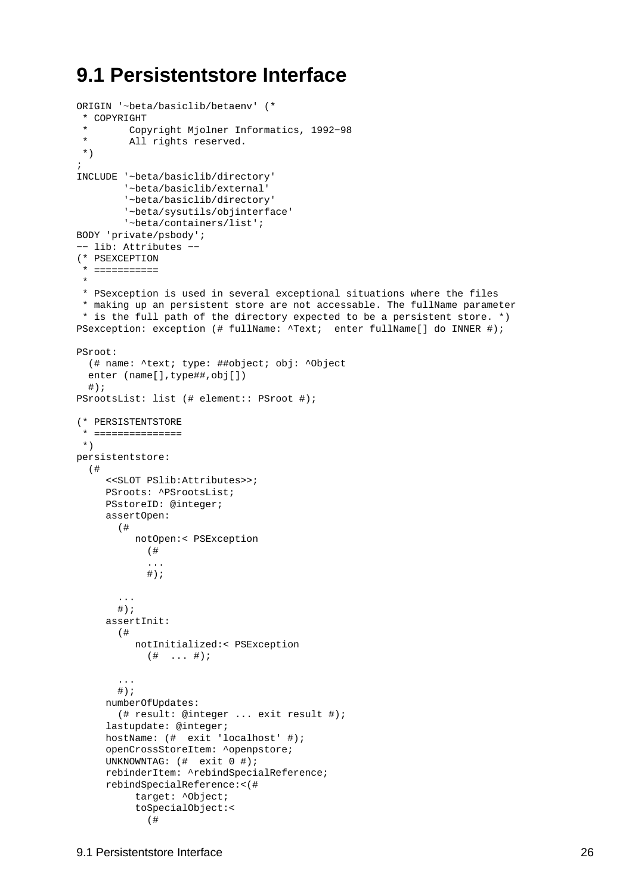## 9.1 Persistentstore Interface

```
ORIGIN '~beta/basiclib/betaenv' (*
 * COPYRIGHT
 *       Copyright Mjolner Informatics, 1992-98
 *       All rights reserved.
 *)
;
INCLUDE '~beta/basiclib/directory'
        '~beta/basiclib/external'
        '~beta/basiclib/directory'
        '~beta/sysutils/objinterface'
        '~beta/containers/list';
BODY 'private/psbody';
-- lib: Attributes --
(* PSEXCEPTION
 * ===========
 *
 * PSexception is used in several exceptional situations where the files
 * making up an persistent store are not accessable. The fullName parameter
 * is the full path of the directory expected to be a persistent store. *)
PSexception: exception (# fullName: ^Text;  enter fullName[] do INNER #);

PSroot:
  (# name: ^text; type: ##object; obj: ^Object
  enter (name[],type##,obj[])
  #);
PSrootsList: list (# element:: PSroot #);

(* PERSISTENTSTORE
 * ===============
 *)
persistentstore:
  (#
     <<SLOT PSlib:Attributes>>;
     PSroots: ^PSrootsList;
     PSstoreID: @integer;
     assertOpen:
       (#
          notOpen:< PSException
            (#
            ...
            #);

       ...
       #);
     assertInit:
       (#
          notInitialized:< PSException
            (#  ... #);

       ...
       #);
     numberOfUpdates:
       (# result: @integer ... exit result #);
     lastupdate: @integer;
     hostName: (#  exit 'localhost' #);
     openCrossStoreItem: ^openpstore;
     UNKNOWNTAG: (#  exit 0 #);
     rebinderItem: ^rebindSpecialReference;
     rebindSpecialReference:<(#
          target: ^Object;
          toSpecialObject:<
            (#
```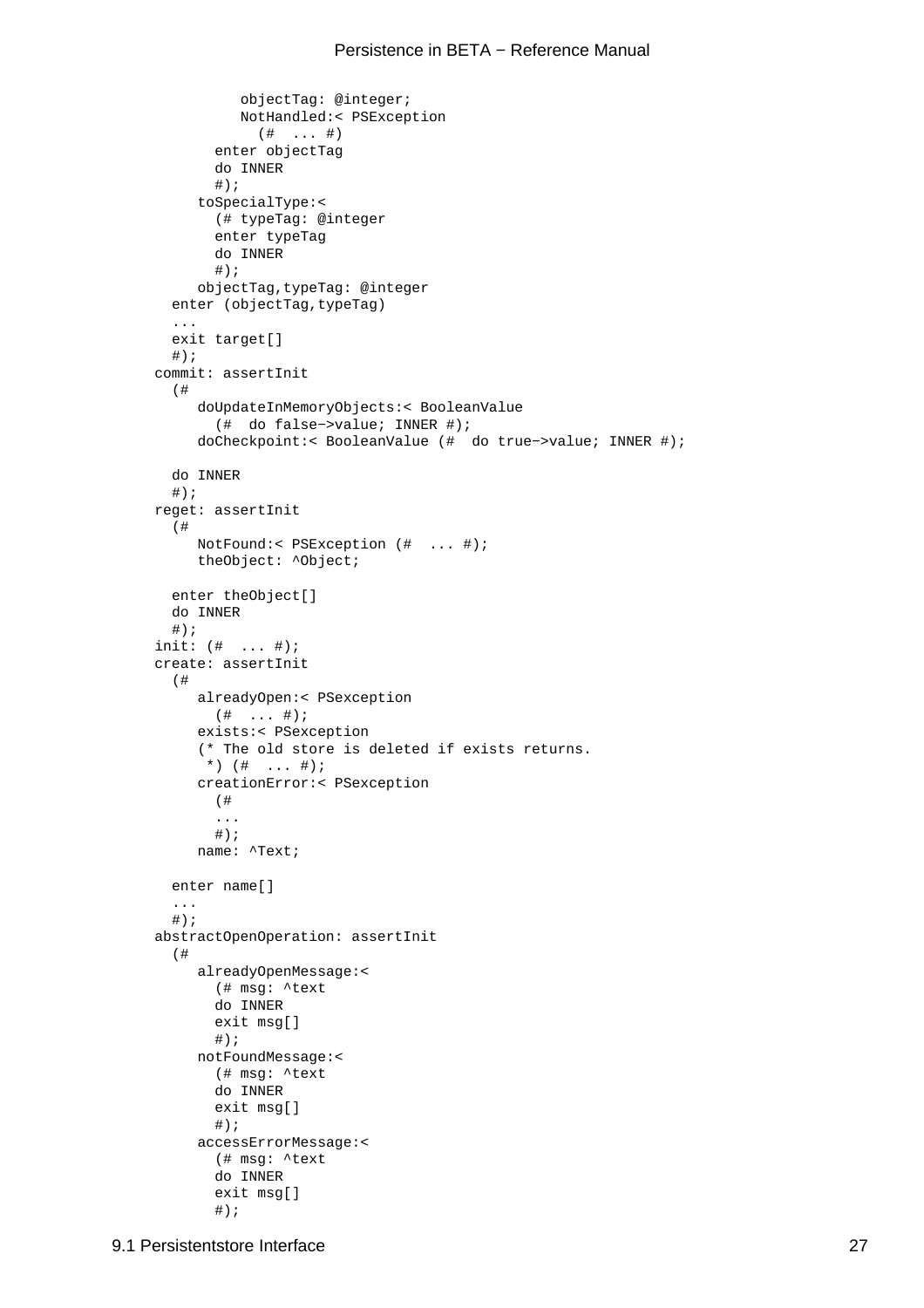```
            objectTag: @integer;
            NotHandled:< PSException
              (#  ... #)
         enter objectTag
         do INNER
         #);
       toSpecialType:<
         (# typeTag: @integer
         enter typeTag
         do INNER
         #);
       objectTag,typeTag: @integer
    enter (objectTag,typeTag)
    ...
    exit target[]
    #);
  commit: assertInit
    (#
       doUpdateInMemoryObjects:< BooleanValue
         (#  do false−>value; INNER #);
       doCheckpoint:< BooleanValue (#  do true−>value; INNER #);

    do INNER
    #);
  reget: assertInit
    (#
       NotFound:< PSException (#  ... #);
       theObject: ^Object;

    enter theObject[]
    do INNER
    #);
  init: (#  ... #);
  create: assertInit
    (#
       alreadyOpen:< PSexception
         (#  ... #);
       exists:< PSexception
       (* The old store is deleted if exists returns.
        *) (#  ... #);
       creationError:< PSexception
         (#
         ...
         #);
       name: ^Text;

    enter name[]
    ...
    #);
  abstractOpenOperation: assertInit
    (#
       alreadyOpenMessage:<
         (# msg: ^text
         do INNER
         exit msg[]
         #);
       notFoundMessage:<
         (# msg: ^text
         do INNER
         exit msg[]
         #);
       accessErrorMessage:<
         (# msg: ^text
         do INNER
         exit msg[]
         #);
```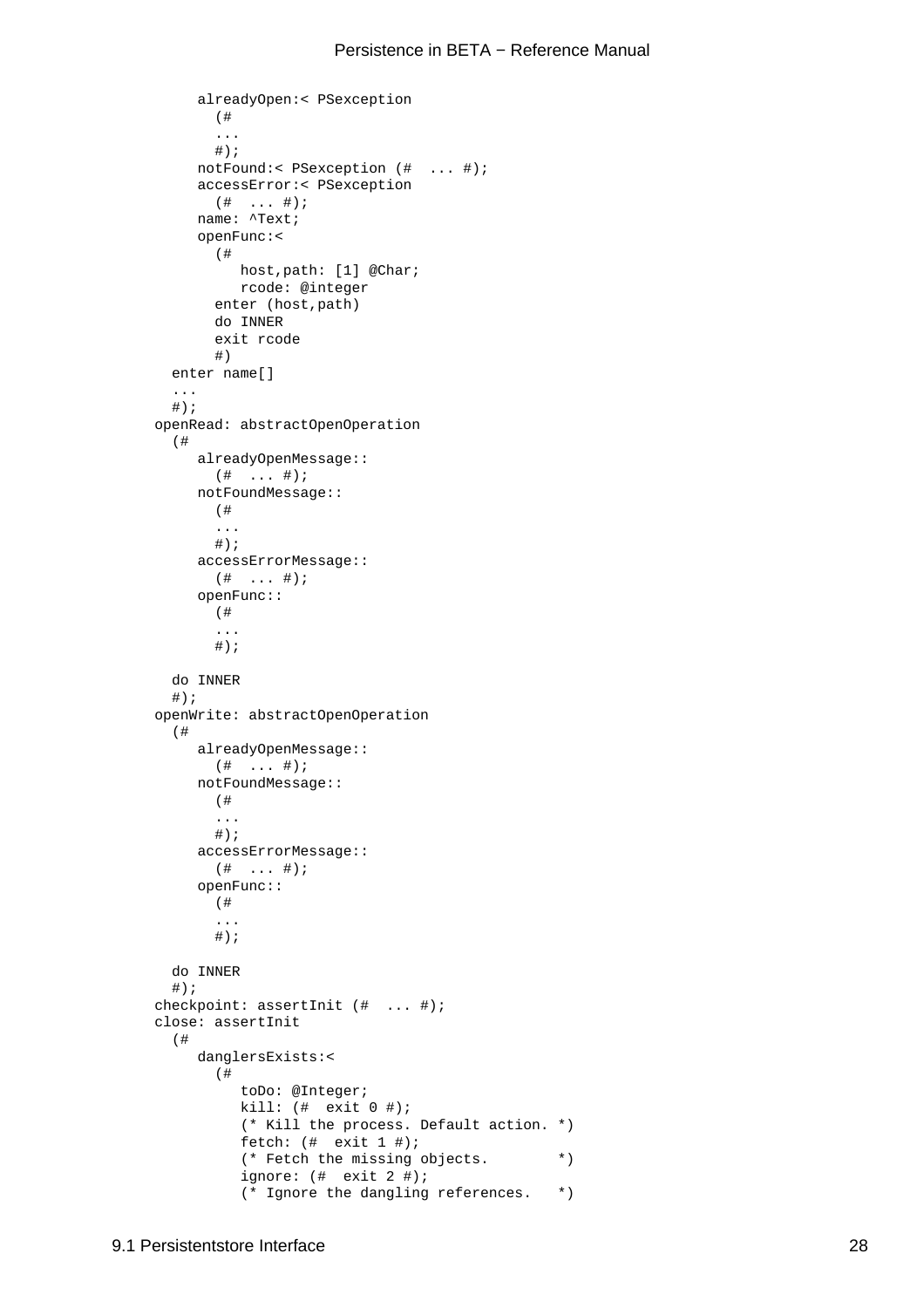```
      alreadyOpen:< PSexception
        (#
        ...
        #);
      notFound:< PSexception (#  ... #);
      accessError:< PSexception
        (#  ... #);
      name: ^Text;
      openFunc:<
        (#
           host,path: [1] @Char;
           rcode: @integer
        enter (host,path)
        do INNER
        exit rcode
        #)
   enter name[]
   ...
   #);
openRead: abstractOpenOperation
   (#
      alreadyOpenMessage::
        (#  ... #);
      notFoundMessage::
        (#
        ...
        #);
      accessErrorMessage::
        (#  ... #);
      openFunc::
        (#
        ...
        #);

   do INNER
   #);
openWrite: abstractOpenOperation
   (#
      alreadyOpenMessage::
        (#  ... #);
      notFoundMessage::
        (#
        ...
        #);
      accessErrorMessage::
        (#  ... #);
      openFunc::
        (#
        ...
        #);

   do INNER
   #);
checkpoint: assertInit (#  ... #);
close: assertInit
   (#
      danglersExists:<
        (#
           toDo: @Integer;
           kill: (#  exit 0 #);
           (* Kill the process. Default action. *)
           fetch: (#  exit 1 #);
           (* Fetch the missing objects.        *)
           ignore: (#  exit 2 #);
           (* Ignore the dangling references.   *)
```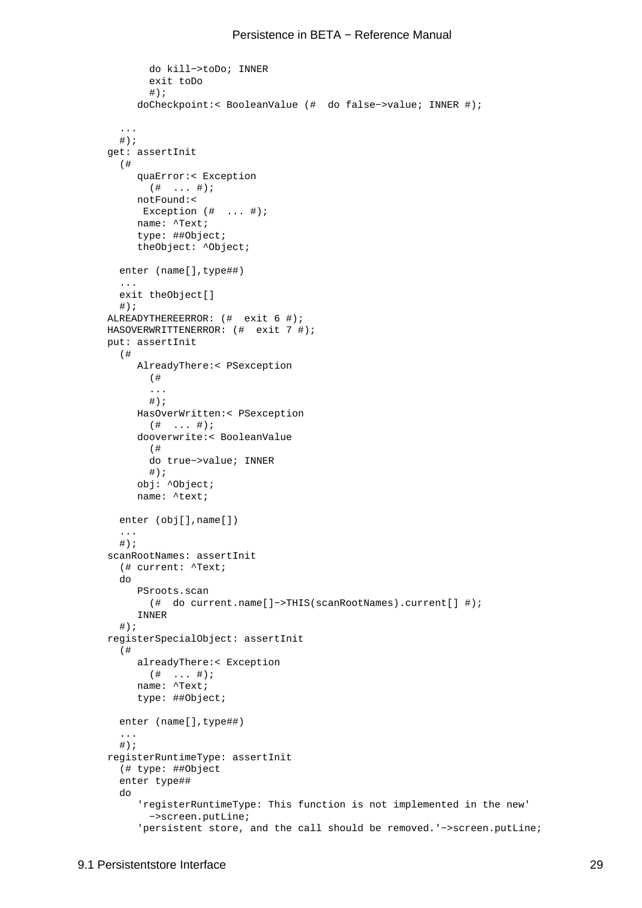```
        do kill->toDo; INNER
        exit toDo
        #);
      doCheckpoint:< BooleanValue (#  do false->value; INNER #);

    ...
    #);
  get: assertInit
    (#
      quaError:< Exception
        (#  ... #);
      notFound:<
       Exception (#  ... #);
      name: ^Text;
      type: ##Object;
      theObject: ^Object;

    enter (name[],type##)
    ...
    exit theObject[]
    #);
  ALREADYTHEREERROR: (#  exit 6 #);
  HASOVERWRITTENERROR: (#  exit 7 #);
  put: assertInit
    (#
      AlreadyThere:< PSexception
        (#
        ...
        #);
      HasOverWritten:< PSexception
        (#  ... #);
      dooverwrite:< BooleanValue
        (#
        do true->value; INNER
        #);
      obj: ^Object;
      name: ^text;

    enter (obj[],name[])
    ...
    #);
  scanRootNames: assertInit
    (# current: ^Text;
    do
      PSroots.scan
        (#  do current.name[]->THIS(scanRootNames).current[] #);
      INNER
    #);
  registerSpecialObject: assertInit
    (#
      alreadyThere:< Exception
        (#  ... #);
      name: ^Text;
      type: ##Object;

    enter (name[],type##)
    ...
    #);
  registerRuntimeType: assertInit
    (# type: ##Object
    enter type##
    do
      'registerRuntimeType: This function is not implemented in the new'
        ->screen.putLine;
      'persistent store, and the call should be removed.'->screen.putLine;
```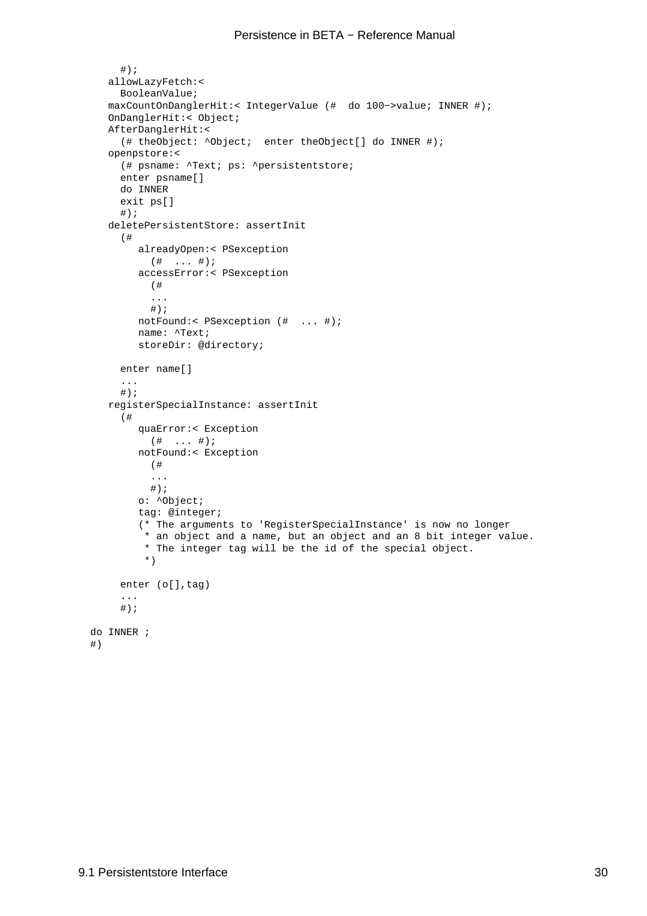```
      #);
    allowLazyFetch:<
      BooleanValue;
    maxCountOnDanglerHit:< IntegerValue (#  do 100−>value; INNER #);
    OnDanglerHit:< Object;
    AfterDanglerHit:<
      (# theObject: ^Object;  enter theObject[] do INNER #);
    openpstore:<
      (# psname: ^Text; ps: ^persistentstore;
      enter psname[]
      do INNER
      exit ps[]
      #);
    deletePersistentStore: assertInit
      (#
         alreadyOpen:< PSexception
           (#  ... #);
         accessError:< PSexception
           (#
           ...
           #);
         notFound:< PSexception (#  ... #);
         name: ^Text;
         storeDir: @directory;

      enter name[]
      ...
      #);
    registerSpecialInstance: assertInit
      (#
         quaError:< Exception
           (#  ... #);
         notFound:< Exception
           (#
           ...
           #);
         o: ^Object;
         tag: @integer;
         (* The arguments to 'RegisterSpecialInstance' is now no longer
          * an object and a name, but an object and an 8 bit integer value.
          * The integer tag will be the id of the special object.
          *)

      enter (o[],tag)
      ...
      #);

 do INNER ;
 #)
```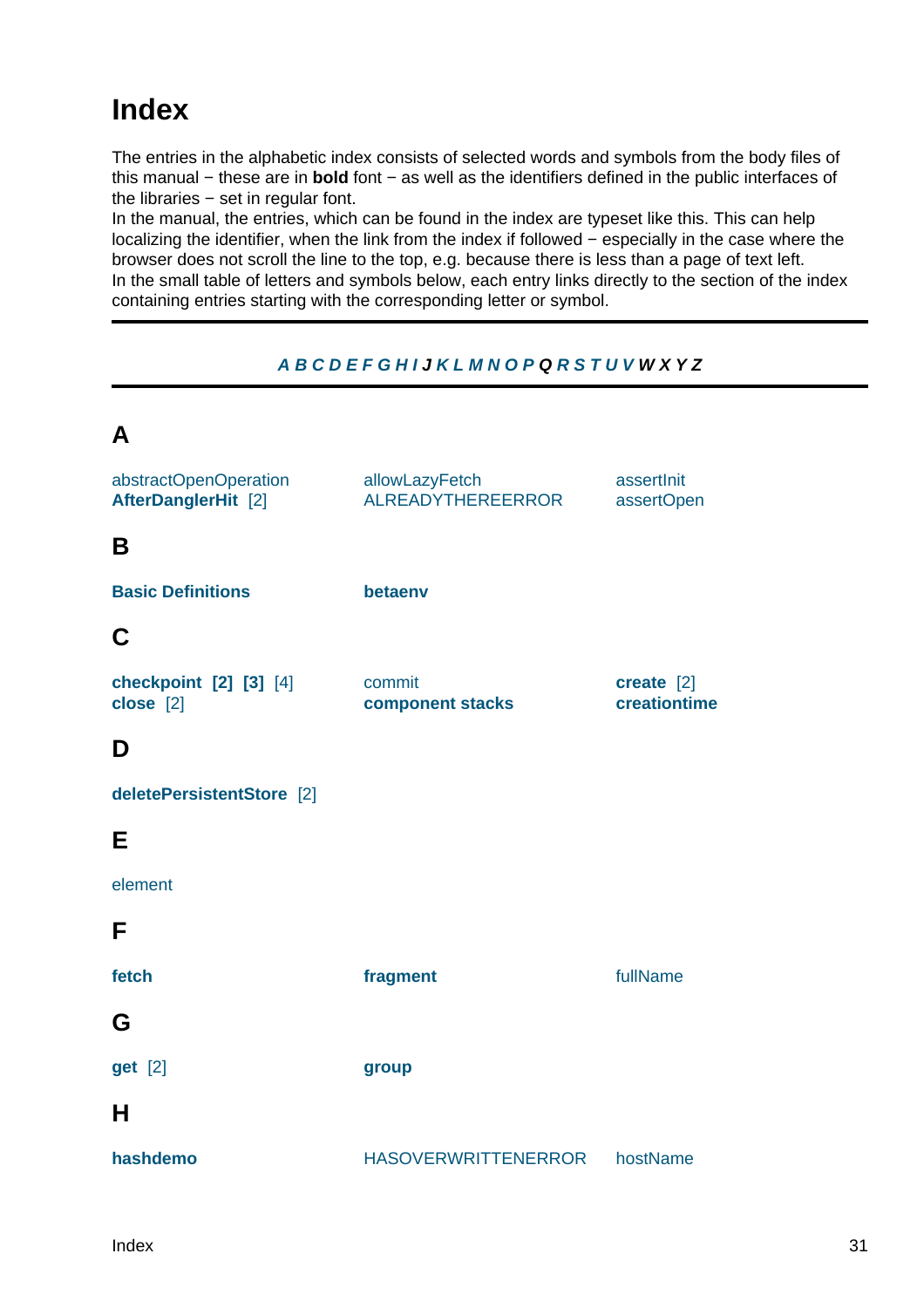# Index

The entries in the alphabetic index consists of selected words and symbols from the body files of this manual − these are in **bold** font − as well as the identifiers defined in the public interfaces of the libraries − set in regular font.
In the manual, the entries, which can be found in the index are typeset like this. This can help localizing the identifier, when the link from the index if followed − especially in the case where the browser does not scroll the line to the top, e.g. because there is less than a page of text left.
In the small table of letters and symbols below, each entry links directly to the section of the index containing entries starting with the corresponding letter or symbol.

---

*A B C D E F G H I J K L M N O P Q R S T U V W X Y Z*

---

## A

abstractOpenOperation
**AfterDanglerHit** [2]
allowLazyFetch
ALREADYTHEREERROR
assertInit
assertOpen

## B

**Basic Definitions**
**betaenv**

## C

**checkpoint** **[2]** **[3]** [4]
**close** [2]
commit
**component stacks**
**create** [2]
**creationtime**

## D

**deletePersistentStore** [2]

## E

element

## F

**fetch**
**fragment**
fullName

## G

**get** [2]
**group**

## H

**hashdemo**
HASOVERWRITTENERROR
hostName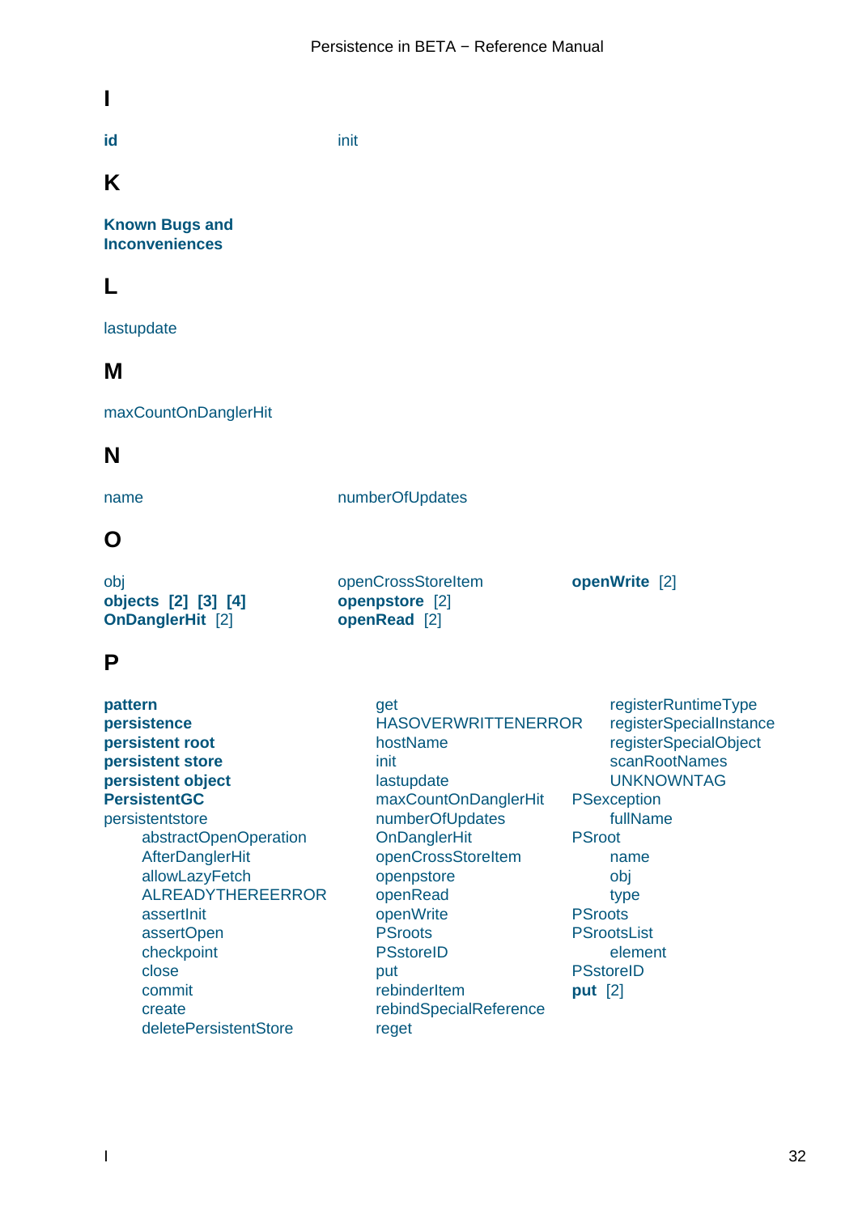# I

**id**

init

# K

**Known Bugs and Inconveniences**

# L

lastupdate

# M

maxCountOnDanglerHit

# N

name

numberOfUpdates

# O

obj

**objects** **[2]** **[3]** **[4]**

**OnDanglerHit** [2]

openCrossStoreItem

**openpstore** [2]

**openRead** [2]

**openWrite** [2]

# P

**pattern**

**persistence**

**persistent root**

**persistent store**

**persistent object**

**PersistentGC**

persistentstore

- abstractOpenOperation
- AfterDanglerHit
- allowLazyFetch
- ALREADYTHEREERROR
- assertInit
- assertOpen
- checkpoint
- close
- commit
- create
- deletePersistentStore
- get
- HASOVERWRITTENERROR
- hostName
- init
- lastupdate
- maxCountOnDanglerHit
- numberOfUpdates
- OnDanglerHit
- openCrossStoreItem
- openpstore
- openRead
- openWrite
- PSroots
- PSstoreID
- put
- rebinderItem
- rebindSpecialReference
- reget
- registerRuntimeType
- registerSpecialInstance
- registerSpecialObject
- scanRootNames
- UNKNOWNTAG

PSexception

- fullName

PSroot

- name
- obj
- type

PSroots

PSrootsList

- element

PSstoreID

**put** [2]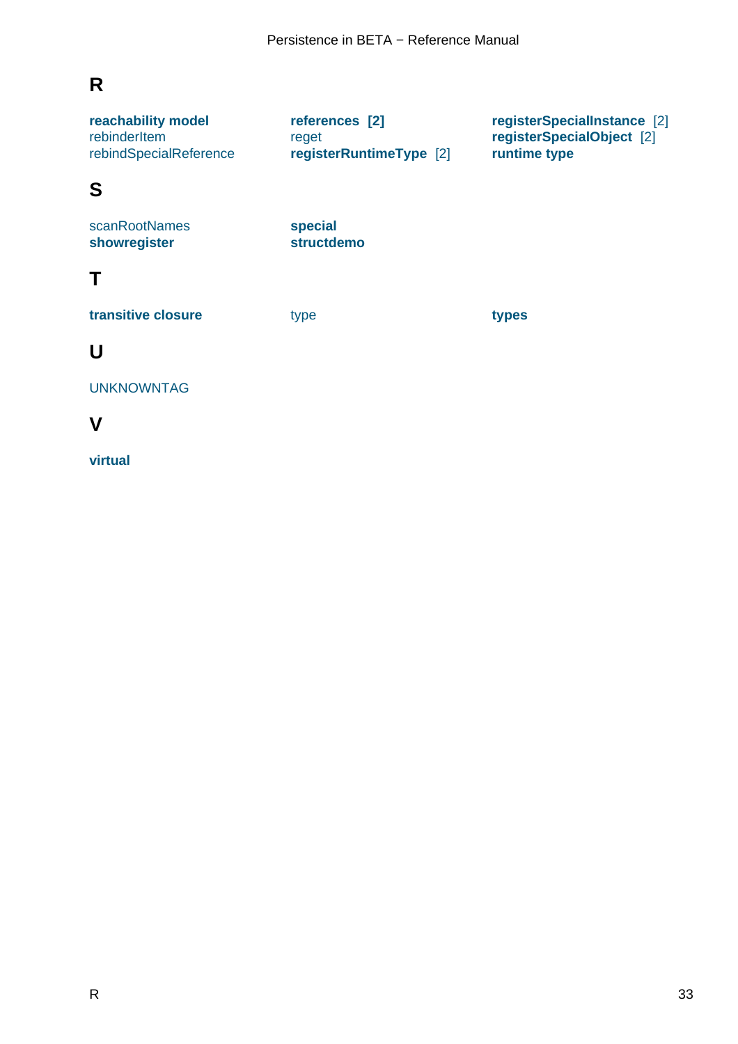## R

**reachability model**
rebinderItem
rebindSpecialReference
**references [2]**
reget
**registerRuntimeType** [2]
**registerSpecialInstance** [2]
**registerSpecialObject** [2]
**runtime type**

## S

scanRootNames
**showregister**
**special**
**structdemo**

## T

**transitive closure**
type
**types**

## U

UNKNOWNTAG

## V

**virtual**